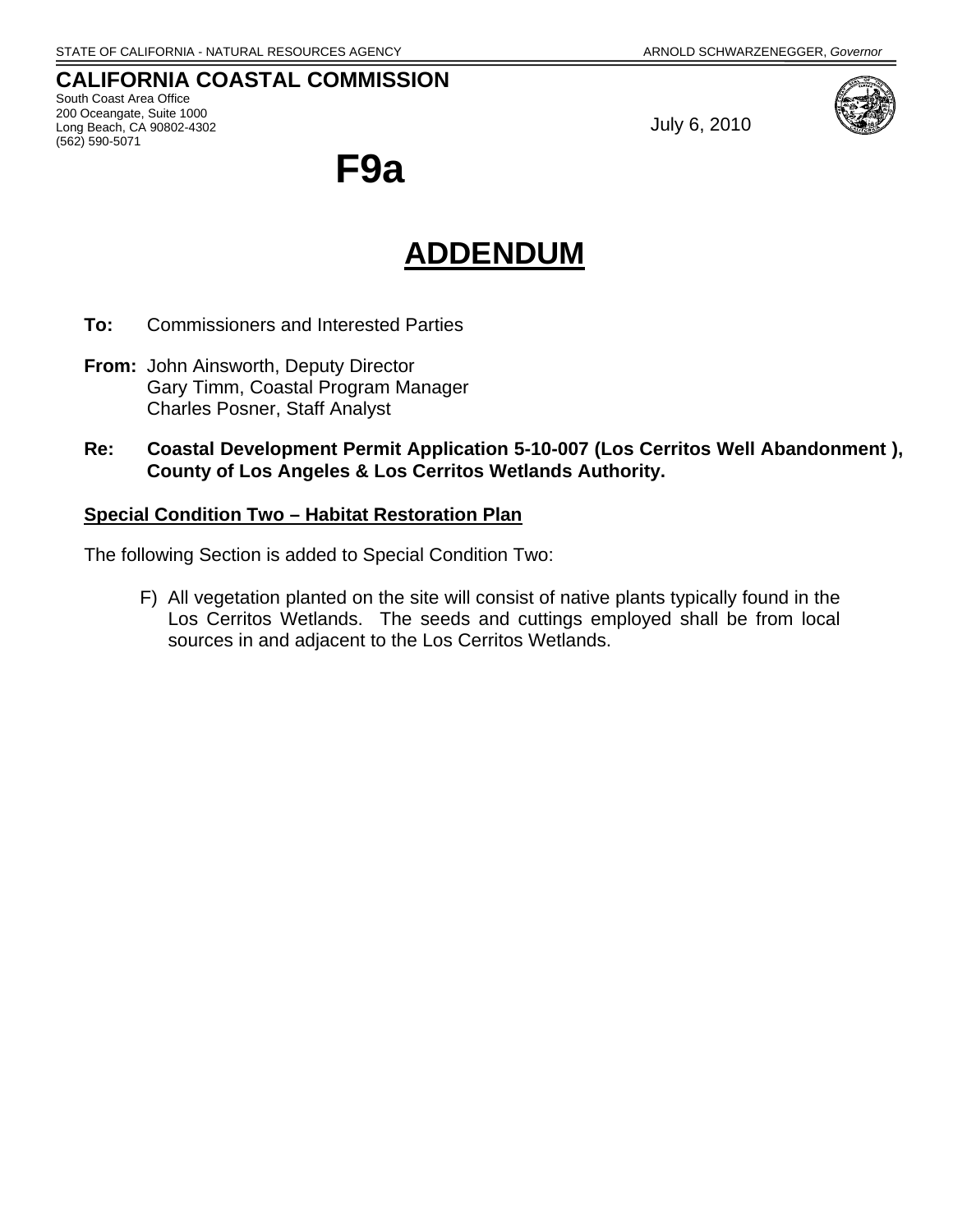STATE OF CALIFORNIA - NATURAL RESOURCES AGENCY

ARNOLD SCHWARZENEGGER, *Governor*

**CALIFORNIA COASTAL COMMISSION**

South Coast Area Office
200 Oceangate, Suite 1000
Long Beach, CA 90802-4302
(562) 590-5071

July 6, 2010

# F9a

# ADDENDUM

**To:** Commissioners and Interested Parties

**From:** John Ainsworth, Deputy Director
Gary Timm, Coastal Program Manager
Charles Posner, Staff Analyst

**Re: Coastal Development Permit Application 5-10-007 (Los Cerritos Well Abandonment ), County of Los Angeles & Los Cerritos Wetlands Authority.**

**Special Condition Two – Habitat Restoration Plan**

The following Section is added to Special Condition Two:

F) All vegetation planted on the site will consist of native plants typically found in the Los Cerritos Wetlands. The seeds and cuttings employed shall be from local sources in and adjacent to the Los Cerritos Wetlands.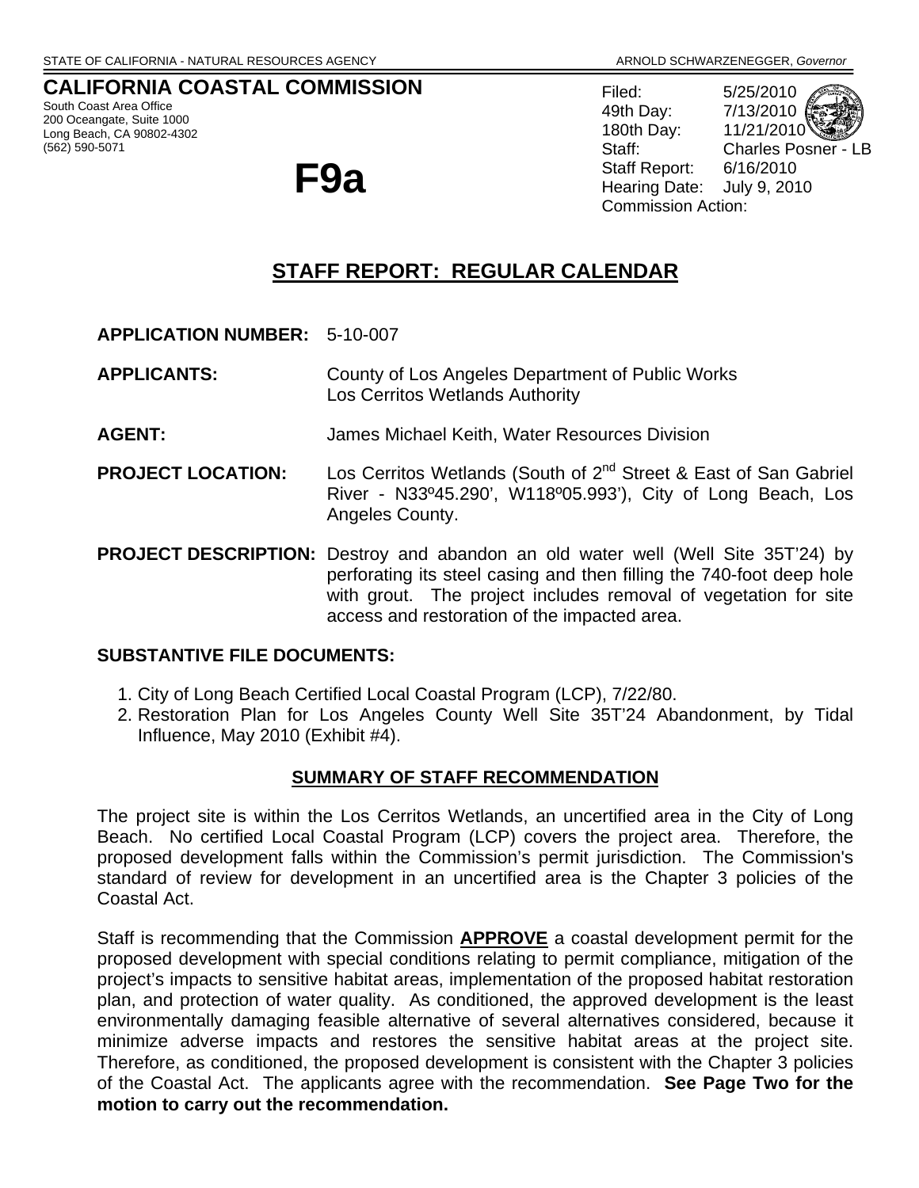STATE OF CALIFORNIA - NATURAL RESOURCES AGENCY

ARNOLD SCHWARZENEGGER, *Governor*

# CALIFORNIA COASTAL COMMISSION

South Coast Area Office
200 Oceangate, Suite 1000
Long Beach, CA 90802-4302
(562) 590-5071

# F9a

Filed: 5/25/2010
49th Day: 7/13/2010
180th Day: 11/21/2010
Staff: Charles Posner - LB
Staff Report: 6/16/2010
Hearing Date: July 9, 2010
Commission Action:

## STAFF REPORT: REGULAR CALENDAR

**APPLICATION NUMBER:** 5-10-007

**APPLICANTS:** County of Los Angeles Department of Public Works
Los Cerritos Wetlands Authority

**AGENT:** James Michael Keith, Water Resources Division

**PROJECT LOCATION:** Los Cerritos Wetlands (South of 2nd Street & East of San Gabriel River - N33º45.290', W118º05.993'), City of Long Beach, Los Angeles County.

**PROJECT DESCRIPTION:** Destroy and abandon an old water well (Well Site 35T'24) by perforating its steel casing and then filling the 740-foot deep hole with grout. The project includes removal of vegetation for site access and restoration of the impacted area.

**SUBSTANTIVE FILE DOCUMENTS:**

1. City of Long Beach Certified Local Coastal Program (LCP), 7/22/80.
2. Restoration Plan for Los Angeles County Well Site 35T'24 Abandonment, by Tidal Influence, May 2010 (Exhibit #4).

### SUMMARY OF STAFF RECOMMENDATION

The project site is within the Los Cerritos Wetlands, an uncertified area in the City of Long Beach. No certified Local Coastal Program (LCP) covers the project area. Therefore, the proposed development falls within the Commission's permit jurisdiction. The Commission's standard of review for development in an uncertified area is the Chapter 3 policies of the Coastal Act.

Staff is recommending that the Commission **APPROVE** a coastal development permit for the proposed development with special conditions relating to permit compliance, mitigation of the project's impacts to sensitive habitat areas, implementation of the proposed habitat restoration plan, and protection of water quality. As conditioned, the approved development is the least environmentally damaging feasible alternative of several alternatives considered, because it minimize adverse impacts and restores the sensitive habitat areas at the project site. Therefore, as conditioned, the proposed development is consistent with the Chapter 3 policies of the Coastal Act. The applicants agree with the recommendation. **See Page Two for the motion to carry out the recommendation.**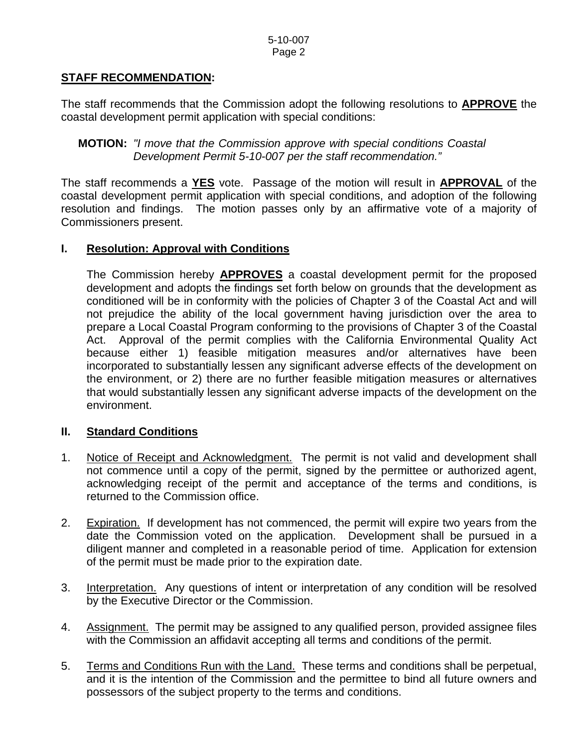## STAFF RECOMMENDATION:

The staff recommends that the Commission adopt the following resolutions to **APPROVE** the coastal development permit application with special conditions:

**MOTION:** *"I move that the Commission approve with special conditions Coastal Development Permit 5-10-007 per the staff recommendation."*

The staff recommends a **YES** vote. Passage of the motion will result in **APPROVAL** of the coastal development permit application with special conditions, and adoption of the following resolution and findings. The motion passes only by an affirmative vote of a majority of Commissioners present.

### I. Resolution: Approval with Conditions

The Commission hereby **APPROVES** a coastal development permit for the proposed development and adopts the findings set forth below on grounds that the development as conditioned will be in conformity with the policies of Chapter 3 of the Coastal Act and will not prejudice the ability of the local government having jurisdiction over the area to prepare a Local Coastal Program conforming to the provisions of Chapter 3 of the Coastal Act. Approval of the permit complies with the California Environmental Quality Act because either 1) feasible mitigation measures and/or alternatives have been incorporated to substantially lessen any significant adverse effects of the development on the environment, or 2) there are no further feasible mitigation measures or alternatives that would substantially lessen any significant adverse impacts of the development on the environment.

### II. Standard Conditions

1. Notice of Receipt and Acknowledgment. The permit is not valid and development shall not commence until a copy of the permit, signed by the permittee or authorized agent, acknowledging receipt of the permit and acceptance of the terms and conditions, is returned to the Commission office.

2. Expiration. If development has not commenced, the permit will expire two years from the date the Commission voted on the application. Development shall be pursued in a diligent manner and completed in a reasonable period of time. Application for extension of the permit must be made prior to the expiration date.

3. Interpretation. Any questions of intent or interpretation of any condition will be resolved by the Executive Director or the Commission.

4. Assignment. The permit may be assigned to any qualified person, provided assignee files with the Commission an affidavit accepting all terms and conditions of the permit.

5. Terms and Conditions Run with the Land. These terms and conditions shall be perpetual, and it is the intention of the Commission and the permittee to bind all future owners and possessors of the subject property to the terms and conditions.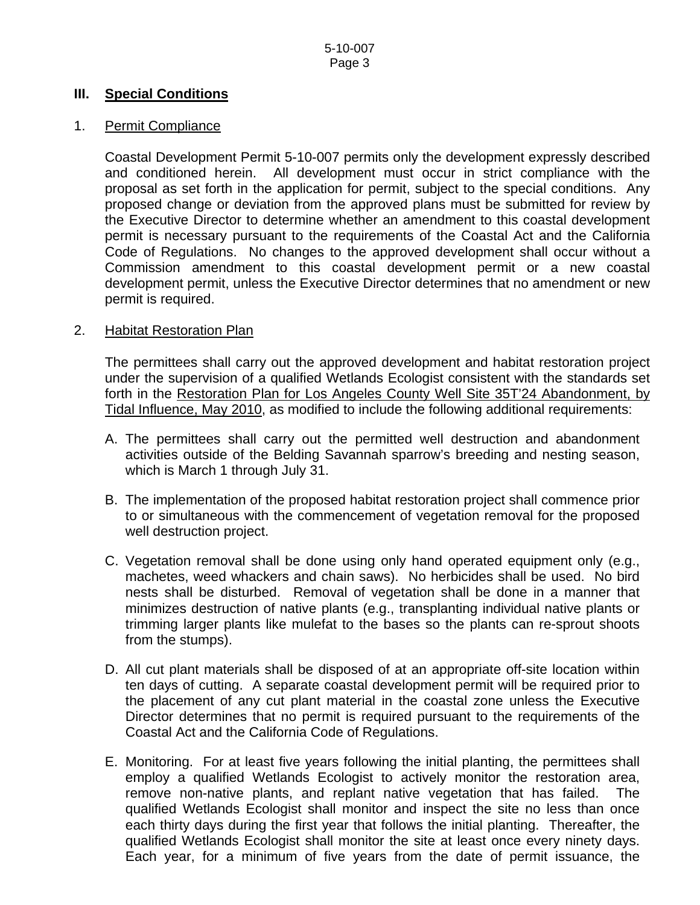## III. Special Conditions

1. Permit Compliance

   Coastal Development Permit 5-10-007 permits only the development expressly described and conditioned herein. All development must occur in strict compliance with the proposal as set forth in the application for permit, subject to the special conditions. Any proposed change or deviation from the approved plans must be submitted for review by the Executive Director to determine whether an amendment to this coastal development permit is necessary pursuant to the requirements of the Coastal Act and the California Code of Regulations. No changes to the approved development shall occur without a Commission amendment to this coastal development permit or a new coastal development permit, unless the Executive Director determines that no amendment or new permit is required.

2. Habitat Restoration Plan

   The permittees shall carry out the approved development and habitat restoration project under the supervision of a qualified Wetlands Ecologist consistent with the standards set forth in the Restoration Plan for Los Angeles County Well Site 35T'24 Abandonment, by Tidal Influence, May 2010, as modified to include the following additional requirements:

   A. The permittees shall carry out the permitted well destruction and abandonment activities outside of the Belding Savannah sparrow's breeding and nesting season, which is March 1 through July 31.

   B. The implementation of the proposed habitat restoration project shall commence prior to or simultaneous with the commencement of vegetation removal for the proposed well destruction project.

   C. Vegetation removal shall be done using only hand operated equipment only (e.g., machetes, weed whackers and chain saws). No herbicides shall be used. No bird nests shall be disturbed. Removal of vegetation shall be done in a manner that minimizes destruction of native plants (e.g., transplanting individual native plants or trimming larger plants like mulefat to the bases so the plants can re-sprout shoots from the stumps).

   D. All cut plant materials shall be disposed of at an appropriate off-site location within ten days of cutting. A separate coastal development permit will be required prior to the placement of any cut plant material in the coastal zone unless the Executive Director determines that no permit is required pursuant to the requirements of the Coastal Act and the California Code of Regulations.

   E. Monitoring. For at least five years following the initial planting, the permittees shall employ a qualified Wetlands Ecologist to actively monitor the restoration area, remove non-native plants, and replant native vegetation that has failed. The qualified Wetlands Ecologist shall monitor and inspect the site no less than once each thirty days during the first year that follows the initial planting. Thereafter, the qualified Wetlands Ecologist shall monitor the site at least once every ninety days. Each year, for a minimum of five years from the date of permit issuance, the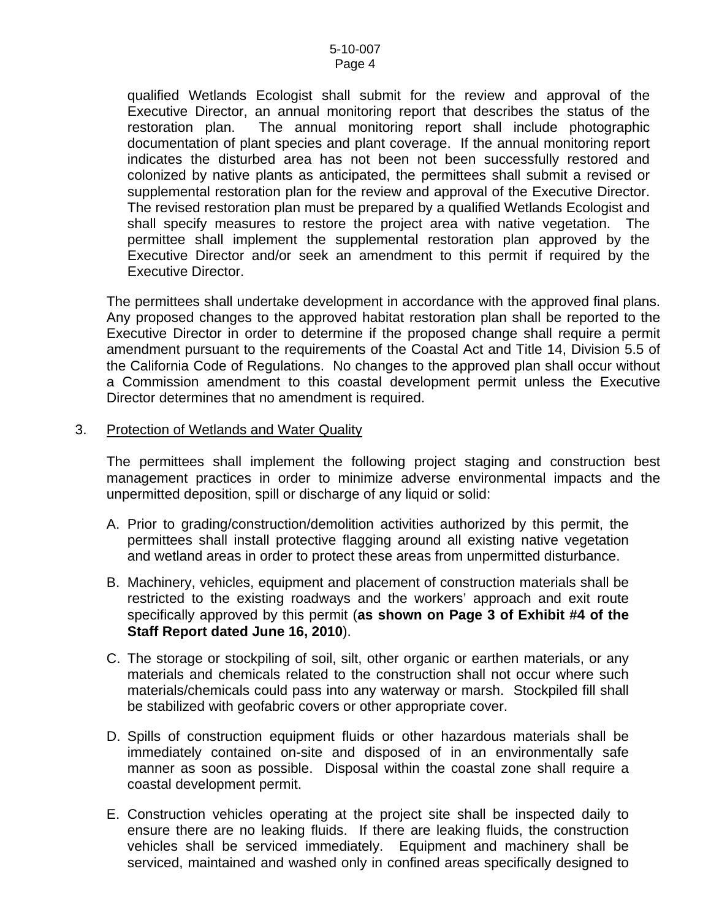qualified Wetlands Ecologist shall submit for the review and approval of the Executive Director, an annual monitoring report that describes the status of the restoration plan. The annual monitoring report shall include photographic documentation of plant species and plant coverage. If the annual monitoring report indicates the disturbed area has not been not been successfully restored and colonized by native plants as anticipated, the permittees shall submit a revised or supplemental restoration plan for the review and approval of the Executive Director. The revised restoration plan must be prepared by a qualified Wetlands Ecologist and shall specify measures to restore the project area with native vegetation. The permittee shall implement the supplemental restoration plan approved by the Executive Director and/or seek an amendment to this permit if required by the Executive Director.

The permittees shall undertake development in accordance with the approved final plans. Any proposed changes to the approved habitat restoration plan shall be reported to the Executive Director in order to determine if the proposed change shall require a permit amendment pursuant to the requirements of the Coastal Act and Title 14, Division 5.5 of the California Code of Regulations. No changes to the approved plan shall occur without a Commission amendment to this coastal development permit unless the Executive Director determines that no amendment is required.

3. Protection of Wetlands and Water Quality

The permittees shall implement the following project staging and construction best management practices in order to minimize adverse environmental impacts and the unpermitted deposition, spill or discharge of any liquid or solid:

A. Prior to grading/construction/demolition activities authorized by this permit, the permittees shall install protective flagging around all existing native vegetation and wetland areas in order to protect these areas from unpermitted disturbance.

B. Machinery, vehicles, equipment and placement of construction materials shall be restricted to the existing roadways and the workers' approach and exit route specifically approved by this permit (**as shown on Page 3 of Exhibit #4 of the Staff Report dated June 16, 2010**).

C. The storage or stockpiling of soil, silt, other organic or earthen materials, or any materials and chemicals related to the construction shall not occur where such materials/chemicals could pass into any waterway or marsh. Stockpiled fill shall be stabilized with geofabric covers or other appropriate cover.

D. Spills of construction equipment fluids or other hazardous materials shall be immediately contained on-site and disposed of in an environmentally safe manner as soon as possible. Disposal within the coastal zone shall require a coastal development permit.

E. Construction vehicles operating at the project site shall be inspected daily to ensure there are no leaking fluids. If there are leaking fluids, the construction vehicles shall be serviced immediately. Equipment and machinery shall be serviced, maintained and washed only in confined areas specifically designed to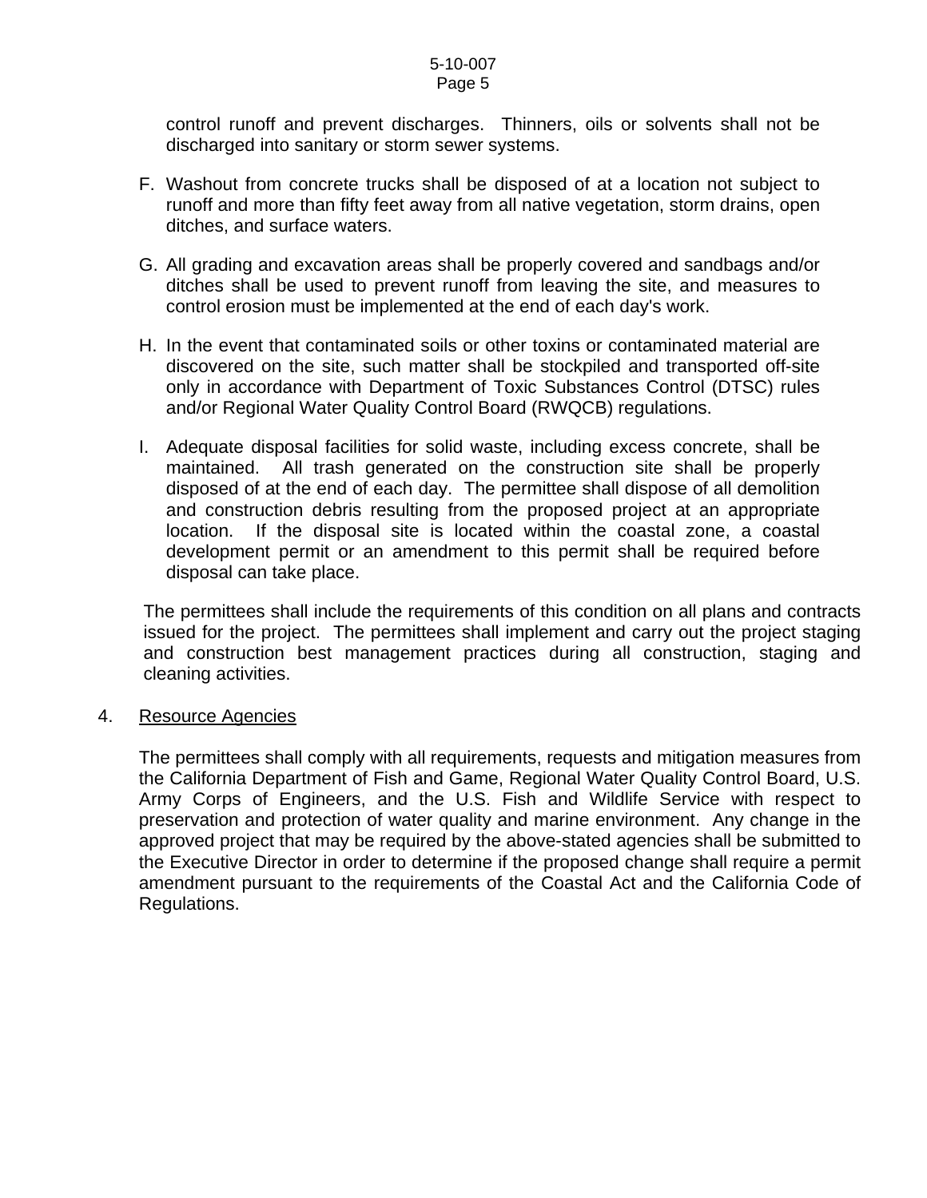control runoff and prevent discharges. Thinners, oils or solvents shall not be discharged into sanitary or storm sewer systems.

F. Washout from concrete trucks shall be disposed of at a location not subject to runoff and more than fifty feet away from all native vegetation, storm drains, open ditches, and surface waters.

G. All grading and excavation areas shall be properly covered and sandbags and/or ditches shall be used to prevent runoff from leaving the site, and measures to control erosion must be implemented at the end of each day's work.

H. In the event that contaminated soils or other toxins or contaminated material are discovered on the site, such matter shall be stockpiled and transported off-site only in accordance with Department of Toxic Substances Control (DTSC) rules and/or Regional Water Quality Control Board (RWQCB) regulations.

I. Adequate disposal facilities for solid waste, including excess concrete, shall be maintained. All trash generated on the construction site shall be properly disposed of at the end of each day. The permittee shall dispose of all demolition and construction debris resulting from the proposed project at an appropriate location. If the disposal site is located within the coastal zone, a coastal development permit or an amendment to this permit shall be required before disposal can take place.

The permittees shall include the requirements of this condition on all plans and contracts issued for the project. The permittees shall implement and carry out the project staging and construction best management practices during all construction, staging and cleaning activities.

4. Resource Agencies

The permittees shall comply with all requirements, requests and mitigation measures from the California Department of Fish and Game, Regional Water Quality Control Board, U.S. Army Corps of Engineers, and the U.S. Fish and Wildlife Service with respect to preservation and protection of water quality and marine environment. Any change in the approved project that may be required by the above-stated agencies shall be submitted to the Executive Director in order to determine if the proposed change shall require a permit amendment pursuant to the requirements of the Coastal Act and the California Code of Regulations.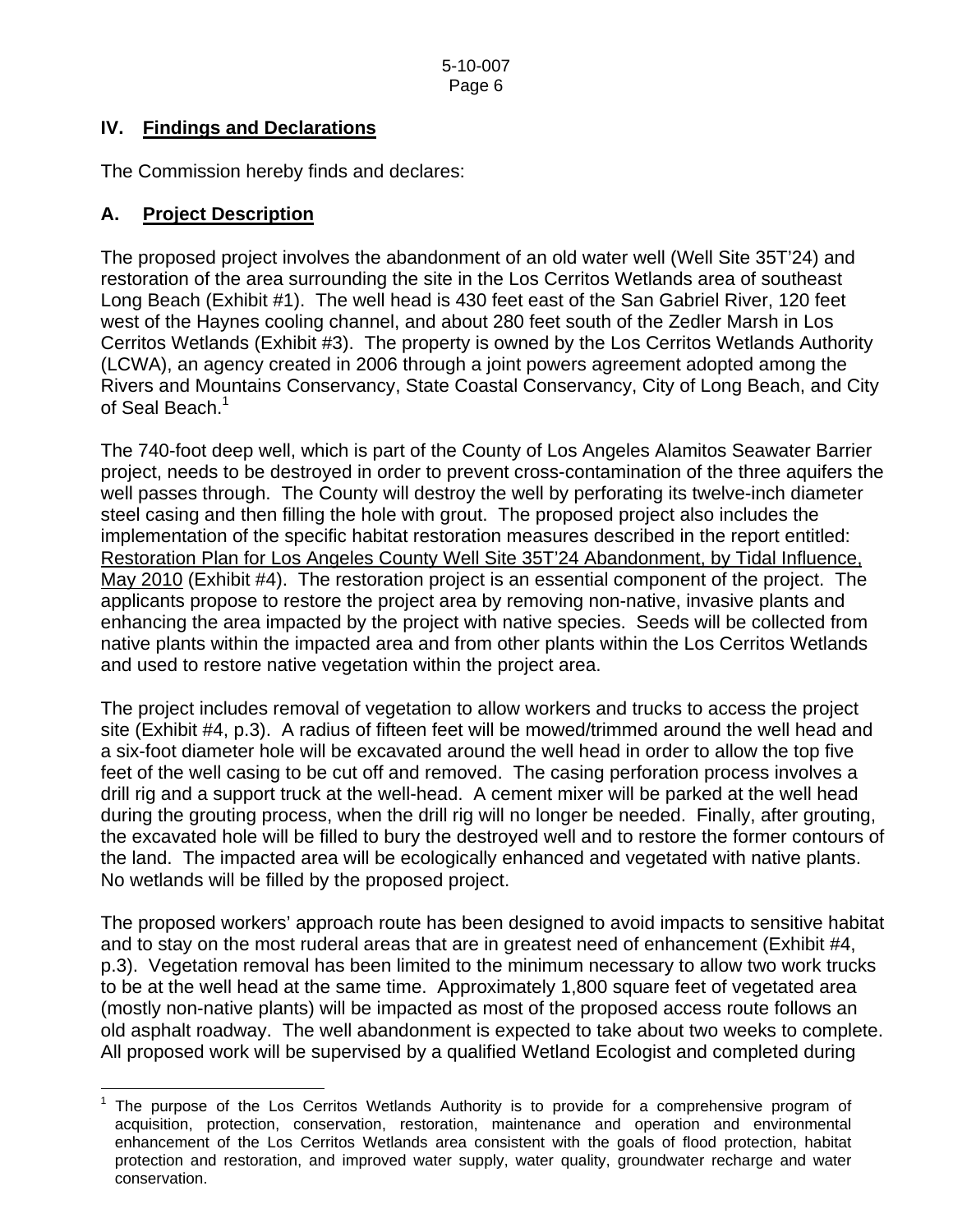## IV. Findings and Declarations

The Commission hereby finds and declares:

### A. Project Description

The proposed project involves the abandonment of an old water well (Well Site 35T'24) and restoration of the area surrounding the site in the Los Cerritos Wetlands area of southeast Long Beach (Exhibit #1). The well head is 430 feet east of the San Gabriel River, 120 feet west of the Haynes cooling channel, and about 280 feet south of the Zedler Marsh in Los Cerritos Wetlands (Exhibit #3). The property is owned by the Los Cerritos Wetlands Authority (LCWA), an agency created in 2006 through a joint powers agreement adopted among the Rivers and Mountains Conservancy, State Coastal Conservancy, City of Long Beach, and City of Seal Beach.[1]

The 740-foot deep well, which is part of the County of Los Angeles Alamitos Seawater Barrier project, needs to be destroyed in order to prevent cross-contamination of the three aquifers the well passes through. The County will destroy the well by perforating its twelve-inch diameter steel casing and then filling the hole with grout. The proposed project also includes the implementation of the specific habitat restoration measures described in the report entitled: Restoration Plan for Los Angeles County Well Site 35T'24 Abandonment, by Tidal Influence, May 2010 (Exhibit #4). The restoration project is an essential component of the project. The applicants propose to restore the project area by removing non-native, invasive plants and enhancing the area impacted by the project with native species. Seeds will be collected from native plants within the impacted area and from other plants within the Los Cerritos Wetlands and used to restore native vegetation within the project area.

The project includes removal of vegetation to allow workers and trucks to access the project site (Exhibit #4, p.3). A radius of fifteen feet will be mowed/trimmed around the well head and a six-foot diameter hole will be excavated around the well head in order to allow the top five feet of the well casing to be cut off and removed. The casing perforation process involves a drill rig and a support truck at the well-head. A cement mixer will be parked at the well head during the grouting process, when the drill rig will no longer be needed. Finally, after grouting, the excavated hole will be filled to bury the destroyed well and to restore the former contours of the land. The impacted area will be ecologically enhanced and vegetated with native plants. No wetlands will be filled by the proposed project.

The proposed workers' approach route has been designed to avoid impacts to sensitive habitat and to stay on the most ruderal areas that are in greatest need of enhancement (Exhibit #4, p.3). Vegetation removal has been limited to the minimum necessary to allow two work trucks to be at the well head at the same time. Approximately 1,800 square feet of vegetated area (mostly non-native plants) will be impacted as most of the proposed access route follows an old asphalt roadway. The well abandonment is expected to take about two weeks to complete. All proposed work will be supervised by a qualified Wetland Ecologist and completed during

---

[1] The purpose of the Los Cerritos Wetlands Authority is to provide for a comprehensive program of acquisition, protection, conservation, restoration, maintenance and operation and environmental enhancement of the Los Cerritos Wetlands area consistent with the goals of flood protection, habitat protection and restoration, and improved water supply, water quality, groundwater recharge and water conservation.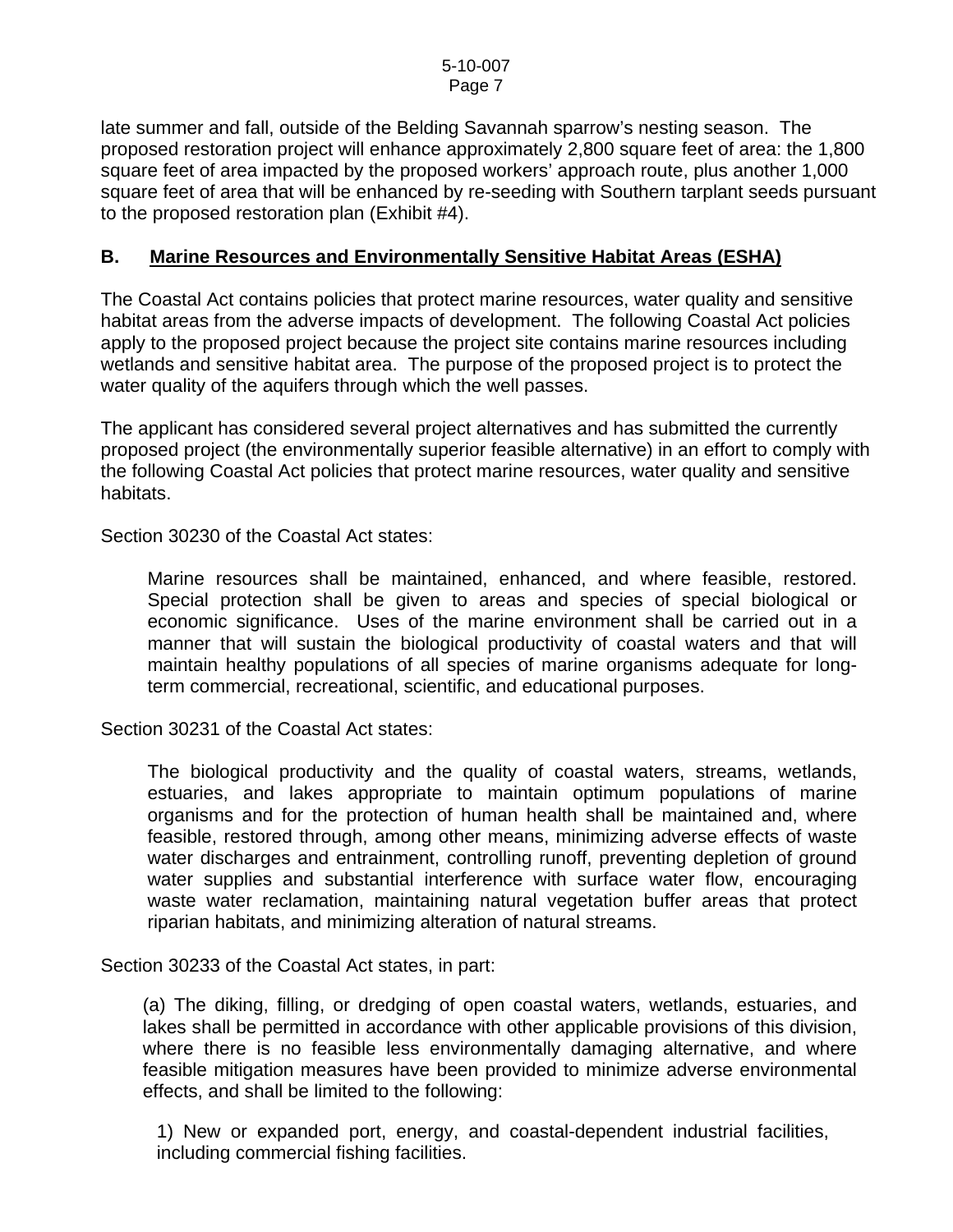late summer and fall, outside of the Belding Savannah sparrow's nesting season. The proposed restoration project will enhance approximately 2,800 square feet of area: the 1,800 square feet of area impacted by the proposed workers' approach route, plus another 1,000 square feet of area that will be enhanced by re-seeding with Southern tarplant seeds pursuant to the proposed restoration plan (Exhibit #4).

## B. Marine Resources and Environmentally Sensitive Habitat Areas (ESHA)

The Coastal Act contains policies that protect marine resources, water quality and sensitive habitat areas from the adverse impacts of development. The following Coastal Act policies apply to the proposed project because the project site contains marine resources including wetlands and sensitive habitat area. The purpose of the proposed project is to protect the water quality of the aquifers through which the well passes.

The applicant has considered several project alternatives and has submitted the currently proposed project (the environmentally superior feasible alternative) in an effort to comply with the following Coastal Act policies that protect marine resources, water quality and sensitive habitats.

Section 30230 of the Coastal Act states:

> Marine resources shall be maintained, enhanced, and where feasible, restored. Special protection shall be given to areas and species of special biological or economic significance. Uses of the marine environment shall be carried out in a manner that will sustain the biological productivity of coastal waters and that will maintain healthy populations of all species of marine organisms adequate for long-term commercial, recreational, scientific, and educational purposes.

Section 30231 of the Coastal Act states:

> The biological productivity and the quality of coastal waters, streams, wetlands, estuaries, and lakes appropriate to maintain optimum populations of marine organisms and for the protection of human health shall be maintained and, where feasible, restored through, among other means, minimizing adverse effects of waste water discharges and entrainment, controlling runoff, preventing depletion of ground water supplies and substantial interference with surface water flow, encouraging waste water reclamation, maintaining natural vegetation buffer areas that protect riparian habitats, and minimizing alteration of natural streams.

Section 30233 of the Coastal Act states, in part:

> (a) The diking, filling, or dredging of open coastal waters, wetlands, estuaries, and lakes shall be permitted in accordance with other applicable provisions of this division, where there is no feasible less environmentally damaging alternative, and where feasible mitigation measures have been provided to minimize adverse environmental effects, and shall be limited to the following:
>
> 1) New or expanded port, energy, and coastal-dependent industrial facilities, including commercial fishing facilities.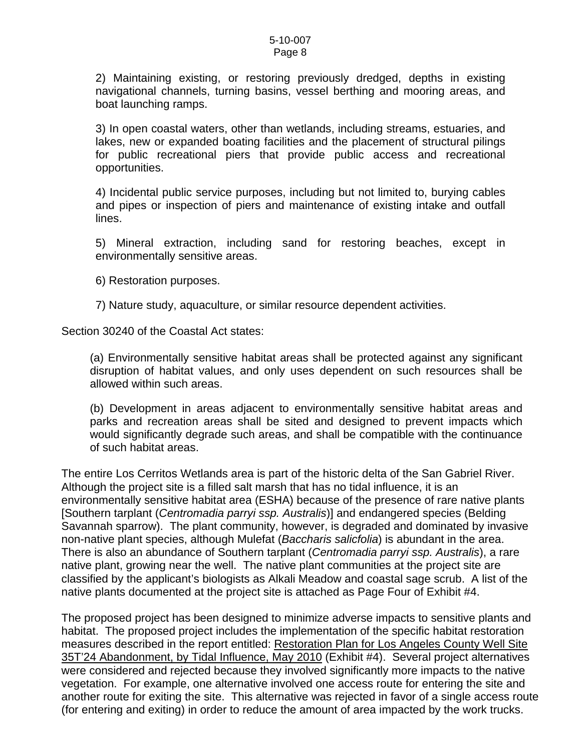2) Maintaining existing, or restoring previously dredged, depths in existing navigational channels, turning basins, vessel berthing and mooring areas, and boat launching ramps.

3) In open coastal waters, other than wetlands, including streams, estuaries, and lakes, new or expanded boating facilities and the placement of structural pilings for public recreational piers that provide public access and recreational opportunities.

4) Incidental public service purposes, including but not limited to, burying cables and pipes or inspection of piers and maintenance of existing intake and outfall lines.

5) Mineral extraction, including sand for restoring beaches, except in environmentally sensitive areas.

6) Restoration purposes.

7) Nature study, aquaculture, or similar resource dependent activities.

Section 30240 of the Coastal Act states:

(a) Environmentally sensitive habitat areas shall be protected against any significant disruption of habitat values, and only uses dependent on such resources shall be allowed within such areas.

(b) Development in areas adjacent to environmentally sensitive habitat areas and parks and recreation areas shall be sited and designed to prevent impacts which would significantly degrade such areas, and shall be compatible with the continuance of such habitat areas.

The entire Los Cerritos Wetlands area is part of the historic delta of the San Gabriel River. Although the project site is a filled salt marsh that has no tidal influence, it is an environmentally sensitive habitat area (ESHA) because of the presence of rare native plants [Southern tarplant (*Centromadia parryi ssp. Australis*)] and endangered species (Belding Savannah sparrow). The plant community, however, is degraded and dominated by invasive non-native plant species, although Mulefat (*Baccharis salicfolia*) is abundant in the area. There is also an abundance of Southern tarplant (*Centromadia parryi ssp. Australis*), a rare native plant, growing near the well. The native plant communities at the project site are classified by the applicant's biologists as Alkali Meadow and coastal sage scrub. A list of the native plants documented at the project site is attached as Page Four of Exhibit #4.

The proposed project has been designed to minimize adverse impacts to sensitive plants and habitat. The proposed project includes the implementation of the specific habitat restoration measures described in the report entitled: Restoration Plan for Los Angeles County Well Site 35T'24 Abandonment, by Tidal Influence, May 2010 (Exhibit #4). Several project alternatives were considered and rejected because they involved significantly more impacts to the native vegetation. For example, one alternative involved one access route for entering the site and another route for exiting the site. This alternative was rejected in favor of a single access route (for entering and exiting) in order to reduce the amount of area impacted by the work trucks.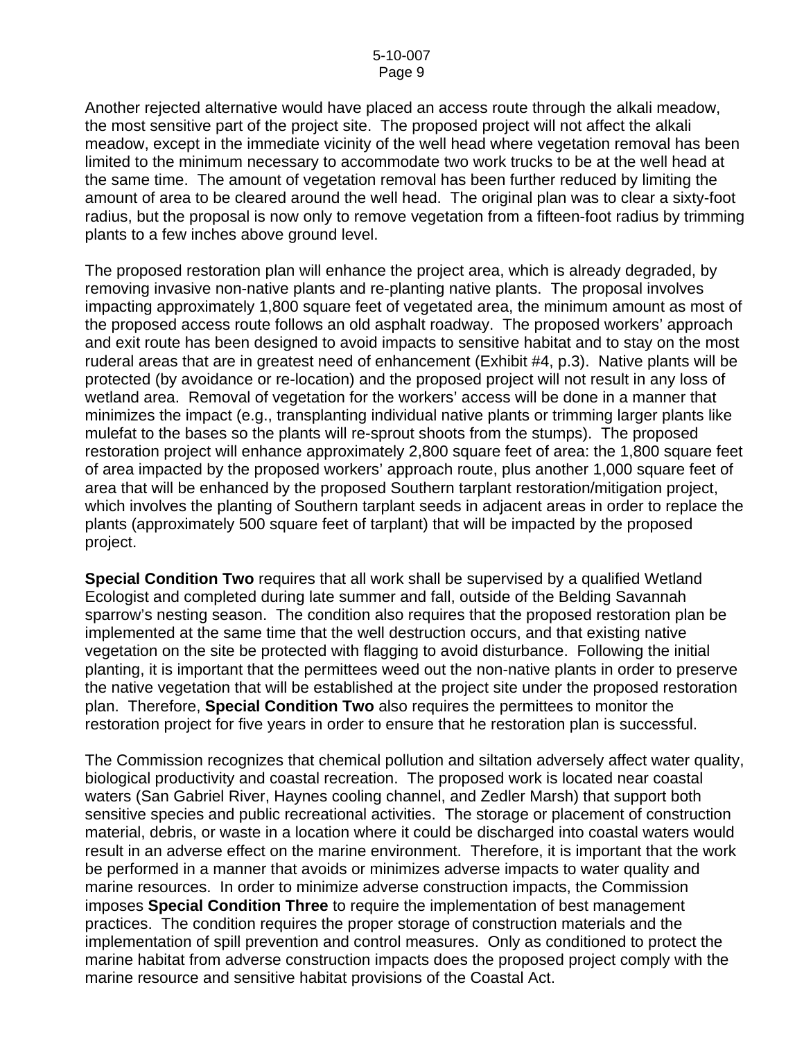Another rejected alternative would have placed an access route through the alkali meadow, the most sensitive part of the project site. The proposed project will not affect the alkali meadow, except in the immediate vicinity of the well head where vegetation removal has been limited to the minimum necessary to accommodate two work trucks to be at the well head at the same time. The amount of vegetation removal has been further reduced by limiting the amount of area to be cleared around the well head. The original plan was to clear a sixty-foot radius, but the proposal is now only to remove vegetation from a fifteen-foot radius by trimming plants to a few inches above ground level.

The proposed restoration plan will enhance the project area, which is already degraded, by removing invasive non-native plants and re-planting native plants. The proposal involves impacting approximately 1,800 square feet of vegetated area, the minimum amount as most of the proposed access route follows an old asphalt roadway. The proposed workers' approach and exit route has been designed to avoid impacts to sensitive habitat and to stay on the most ruderal areas that are in greatest need of enhancement (Exhibit #4, p.3). Native plants will be protected (by avoidance or re-location) and the proposed project will not result in any loss of wetland area. Removal of vegetation for the workers' access will be done in a manner that minimizes the impact (e.g., transplanting individual native plants or trimming larger plants like mulefat to the bases so the plants will re-sprout shoots from the stumps). The proposed restoration project will enhance approximately 2,800 square feet of area: the 1,800 square feet of area impacted by the proposed workers' approach route, plus another 1,000 square feet of area that will be enhanced by the proposed Southern tarplant restoration/mitigation project, which involves the planting of Southern tarplant seeds in adjacent areas in order to replace the plants (approximately 500 square feet of tarplant) that will be impacted by the proposed project.

**Special Condition Two** requires that all work shall be supervised by a qualified Wetland Ecologist and completed during late summer and fall, outside of the Belding Savannah sparrow's nesting season. The condition also requires that the proposed restoration plan be implemented at the same time that the well destruction occurs, and that existing native vegetation on the site be protected with flagging to avoid disturbance. Following the initial planting, it is important that the permittees weed out the non-native plants in order to preserve the native vegetation that will be established at the project site under the proposed restoration plan. Therefore, **Special Condition Two** also requires the permittees to monitor the restoration project for five years in order to ensure that he restoration plan is successful.

The Commission recognizes that chemical pollution and siltation adversely affect water quality, biological productivity and coastal recreation. The proposed work is located near coastal waters (San Gabriel River, Haynes cooling channel, and Zedler Marsh) that support both sensitive species and public recreational activities. The storage or placement of construction material, debris, or waste in a location where it could be discharged into coastal waters would result in an adverse effect on the marine environment. Therefore, it is important that the work be performed in a manner that avoids or minimizes adverse impacts to water quality and marine resources. In order to minimize adverse construction impacts, the Commission imposes **Special Condition Three** to require the implementation of best management practices. The condition requires the proper storage of construction materials and the implementation of spill prevention and control measures. Only as conditioned to protect the marine habitat from adverse construction impacts does the proposed project comply with the marine resource and sensitive habitat provisions of the Coastal Act.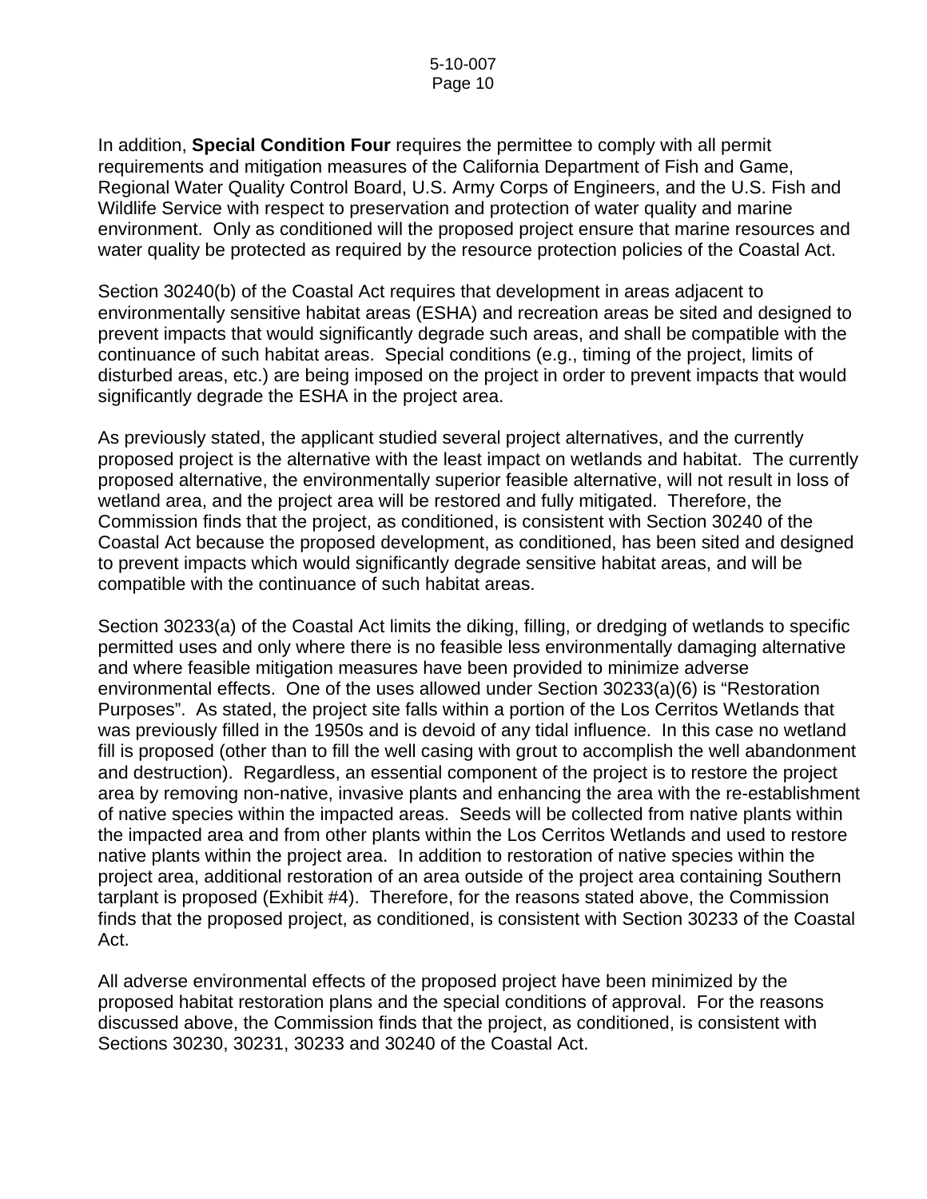In addition, **Special Condition Four** requires the permittee to comply with all permit requirements and mitigation measures of the California Department of Fish and Game, Regional Water Quality Control Board, U.S. Army Corps of Engineers, and the U.S. Fish and Wildlife Service with respect to preservation and protection of water quality and marine environment. Only as conditioned will the proposed project ensure that marine resources and water quality be protected as required by the resource protection policies of the Coastal Act.

Section 30240(b) of the Coastal Act requires that development in areas adjacent to environmentally sensitive habitat areas (ESHA) and recreation areas be sited and designed to prevent impacts that would significantly degrade such areas, and shall be compatible with the continuance of such habitat areas. Special conditions (e.g., timing of the project, limits of disturbed areas, etc.) are being imposed on the project in order to prevent impacts that would significantly degrade the ESHA in the project area.

As previously stated, the applicant studied several project alternatives, and the currently proposed project is the alternative with the least impact on wetlands and habitat. The currently proposed alternative, the environmentally superior feasible alternative, will not result in loss of wetland area, and the project area will be restored and fully mitigated. Therefore, the Commission finds that the project, as conditioned, is consistent with Section 30240 of the Coastal Act because the proposed development, as conditioned, has been sited and designed to prevent impacts which would significantly degrade sensitive habitat areas, and will be compatible with the continuance of such habitat areas.

Section 30233(a) of the Coastal Act limits the diking, filling, or dredging of wetlands to specific permitted uses and only where there is no feasible less environmentally damaging alternative and where feasible mitigation measures have been provided to minimize adverse environmental effects. One of the uses allowed under Section 30233(a)(6) is "Restoration Purposes". As stated, the project site falls within a portion of the Los Cerritos Wetlands that was previously filled in the 1950s and is devoid of any tidal influence. In this case no wetland fill is proposed (other than to fill the well casing with grout to accomplish the well abandonment and destruction). Regardless, an essential component of the project is to restore the project area by removing non-native, invasive plants and enhancing the area with the re-establishment of native species within the impacted areas. Seeds will be collected from native plants within the impacted area and from other plants within the Los Cerritos Wetlands and used to restore native plants within the project area. In addition to restoration of native species within the project area, additional restoration of an area outside of the project area containing Southern tarplant is proposed (Exhibit #4). Therefore, for the reasons stated above, the Commission finds that the proposed project, as conditioned, is consistent with Section 30233 of the Coastal Act.

All adverse environmental effects of the proposed project have been minimized by the proposed habitat restoration plans and the special conditions of approval. For the reasons discussed above, the Commission finds that the project, as conditioned, is consistent with Sections 30230, 30231, 30233 and 30240 of the Coastal Act.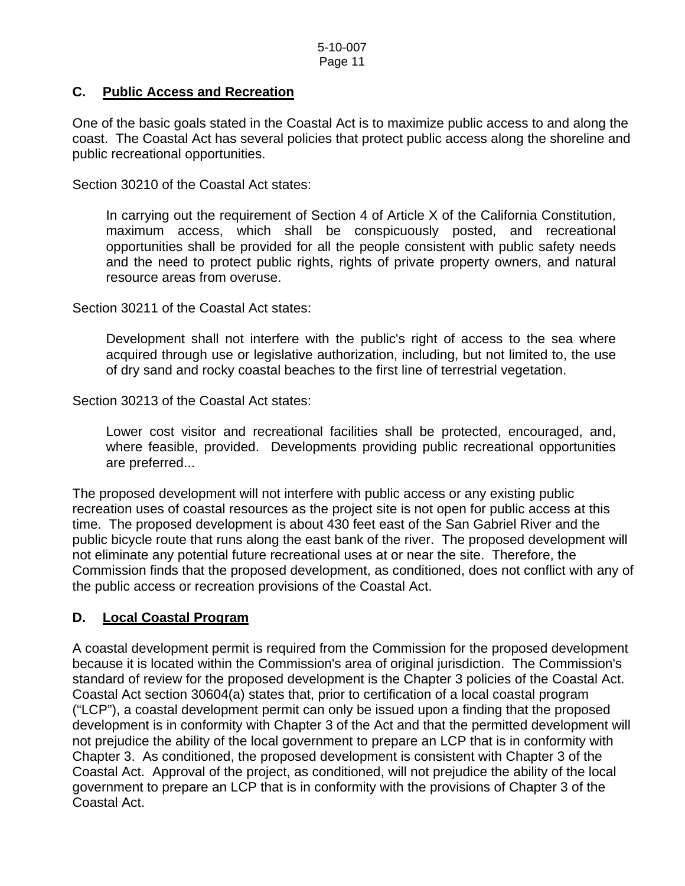## C. Public Access and Recreation

One of the basic goals stated in the Coastal Act is to maximize public access to and along the coast. The Coastal Act has several policies that protect public access along the shoreline and public recreational opportunities.

Section 30210 of the Coastal Act states:

> In carrying out the requirement of Section 4 of Article X of the California Constitution, maximum access, which shall be conspicuously posted, and recreational opportunities shall be provided for all the people consistent with public safety needs and the need to protect public rights, rights of private property owners, and natural resource areas from overuse.

Section 30211 of the Coastal Act states:

> Development shall not interfere with the public's right of access to the sea where acquired through use or legislative authorization, including, but not limited to, the use of dry sand and rocky coastal beaches to the first line of terrestrial vegetation.

Section 30213 of the Coastal Act states:

> Lower cost visitor and recreational facilities shall be protected, encouraged, and, where feasible, provided. Developments providing public recreational opportunities are preferred...

The proposed development will not interfere with public access or any existing public recreation uses of coastal resources as the project site is not open for public access at this time. The proposed development is about 430 feet east of the San Gabriel River and the public bicycle route that runs along the east bank of the river. The proposed development will not eliminate any potential future recreational uses at or near the site. Therefore, the Commission finds that the proposed development, as conditioned, does not conflict with any of the public access or recreation provisions of the Coastal Act.

## D. Local Coastal Program

A coastal development permit is required from the Commission for the proposed development because it is located within the Commission's area of original jurisdiction. The Commission's standard of review for the proposed development is the Chapter 3 policies of the Coastal Act. Coastal Act section 30604(a) states that, prior to certification of a local coastal program ("LCP"), a coastal development permit can only be issued upon a finding that the proposed development is in conformity with Chapter 3 of the Act and that the permitted development will not prejudice the ability of the local government to prepare an LCP that is in conformity with Chapter 3. As conditioned, the proposed development is consistent with Chapter 3 of the Coastal Act. Approval of the project, as conditioned, will not prejudice the ability of the local government to prepare an LCP that is in conformity with the provisions of Chapter 3 of the Coastal Act.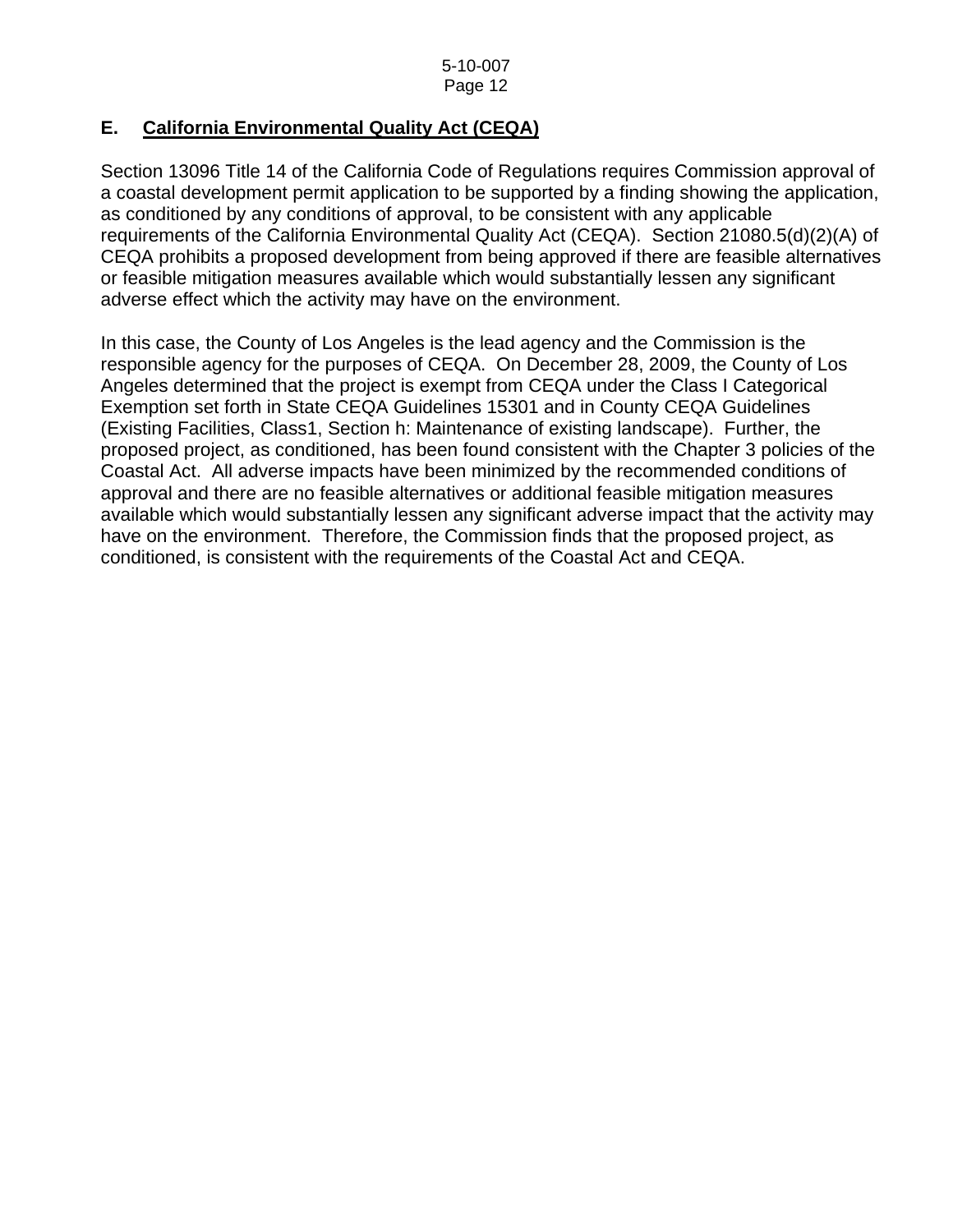## E. California Environmental Quality Act (CEQA)

Section 13096 Title 14 of the California Code of Regulations requires Commission approval of a coastal development permit application to be supported by a finding showing the application, as conditioned by any conditions of approval, to be consistent with any applicable requirements of the California Environmental Quality Act (CEQA). Section 21080.5(d)(2)(A) of CEQA prohibits a proposed development from being approved if there are feasible alternatives or feasible mitigation measures available which would substantially lessen any significant adverse effect which the activity may have on the environment.

In this case, the County of Los Angeles is the lead agency and the Commission is the responsible agency for the purposes of CEQA. On December 28, 2009, the County of Los Angeles determined that the project is exempt from CEQA under the Class I Categorical Exemption set forth in State CEQA Guidelines 15301 and in County CEQA Guidelines (Existing Facilities, Class1, Section h: Maintenance of existing landscape). Further, the proposed project, as conditioned, has been found consistent with the Chapter 3 policies of the Coastal Act. All adverse impacts have been minimized by the recommended conditions of approval and there are no feasible alternatives or additional feasible mitigation measures available which would substantially lessen any significant adverse impact that the activity may have on the environment. Therefore, the Commission finds that the proposed project, as conditioned, is consistent with the requirements of the Coastal Act and CEQA.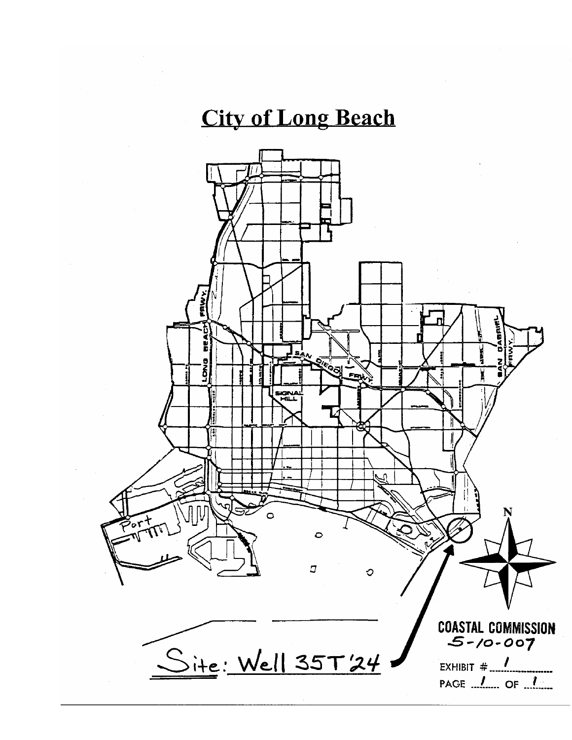# City of Long Beach

Port

SIGNAL HILL

LONG BEACH FRWY.

SAN DIEGO FRWY.

SAN GABRIEL FRWY.

N

Site: Well 35T'24

COASTAL COMMISSION
5-10-007

EXHIBIT # 1

PAGE 1 OF 1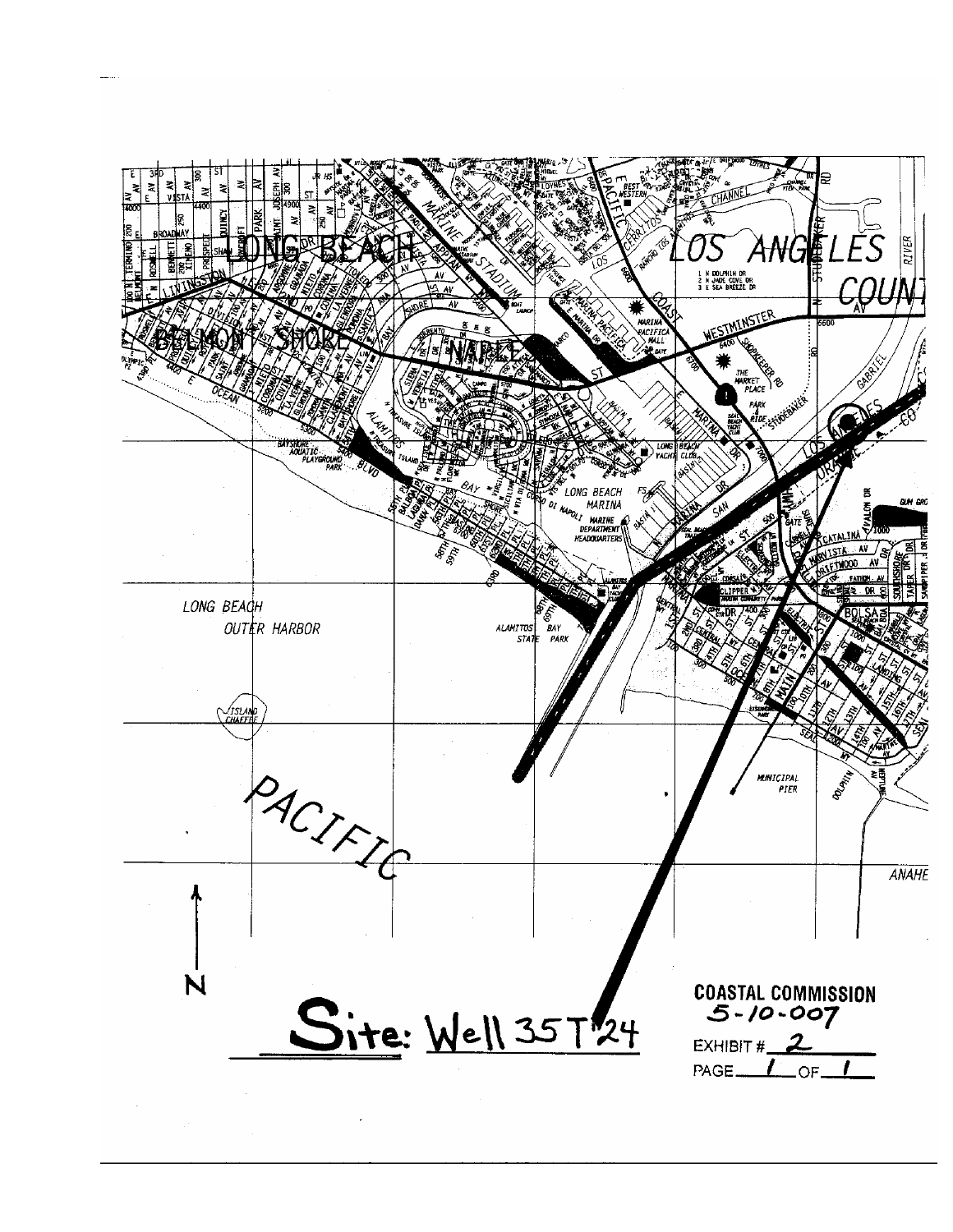**Site: Well 35T'24**

**COASTAL COMMISSION**
**5-10-007**

EXHIBIT # 2

PAGE 1 OF 1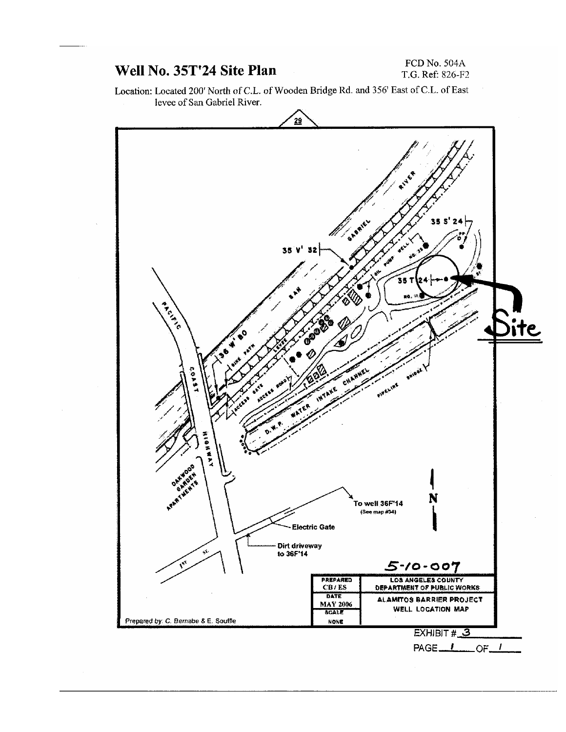# Well No. 35T'24 Site Plan

FCD No. 504A
T.G. Ref: 826-F2

Location: Located 200' North of C.L. of Wooden Bridge Rd. and 356' East of C.L. of East levee of San Gabriel River.

29

SAN GABRIEL RIVER

35 S' 24

35 V' 32

OIL PUMP WELL NO. 33

35 T' 24

NO. 11

Site

PACIFIC COAST HIGHWAY

36 W' 80

BIKE PATH

LEVEE

ACCESS GATE

ACCESS ROAD

D.W.P. WATER INTAKE CHANNEL

PIPELINE BRIDGE

OAKWOOD GARDEN APARTMENTS

To well 36F'14
(See map #34)

N

Electric Gate

Dirt driveway to 36F'14

1ST ST.

5-10-007

| PREPARED CB / ES | LOS ANGELES COUNTY DEPARTMENT OF PUBLIC WORKS |
| --- | --- |
| DATE MAY 2006 | ALAMITOS BARRIER PROJECT WELL LOCATION MAP |
| SCALE NONE | |

Prepared by: C. Bernabe & E. Souffle

EXHIBIT # 3

PAGE 1 OF 1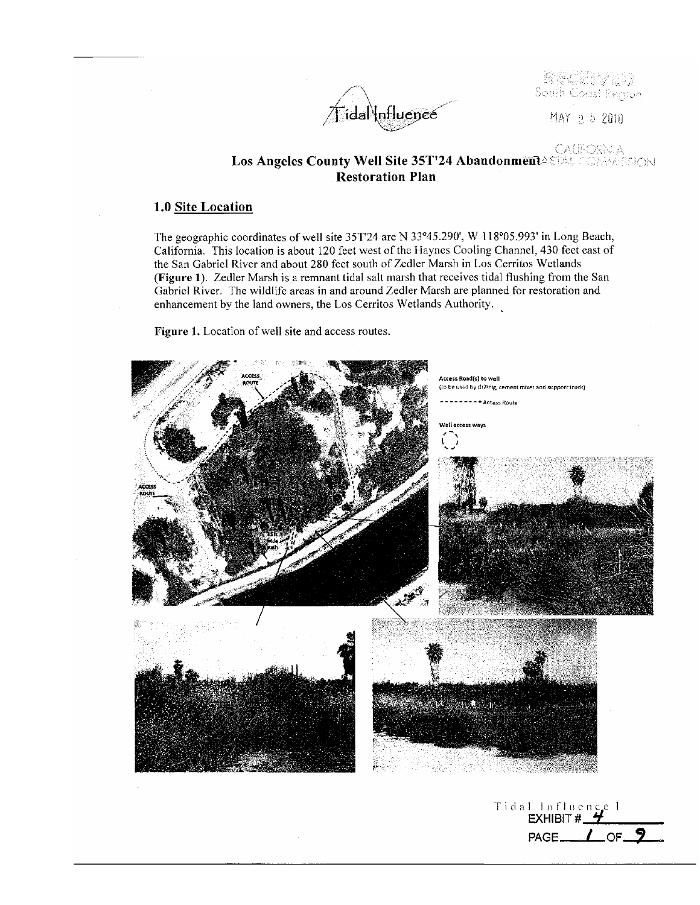Tidal Influence

# Los Angeles County Well Site 35T'24 Abandonment Restoration Plan

## 1.0 Site Location

The geographic coordinates of well site 35T'24 are N 33°45.290', W 118°05.993' in Long Beach, California. This location is about 120 feet west of the Haynes Cooling Channel, 430 feet east of the San Gabriel River and about 280 feet south of Zedler Marsh in Los Cerritos Wetlands (**Figure 1**). Zedler Marsh is a remnant tidal salt marsh that receives tidal flushing from the San Gabriel River. The wildlife areas in and around Zedler Marsh are planned for restoration and enhancement by the land owners, the Los Cerritos Wetlands Authority.

**Figure 1.** Location of well site and access routes.

ACCESS ROUTE

ACCESS ROUTE

5ft wide path

Access Road(s) to well
(to be used by drill rig, cement mixer and support truck)

Access Route

Well access ways

EXHIBIT # 4

PAGE 1 OF 9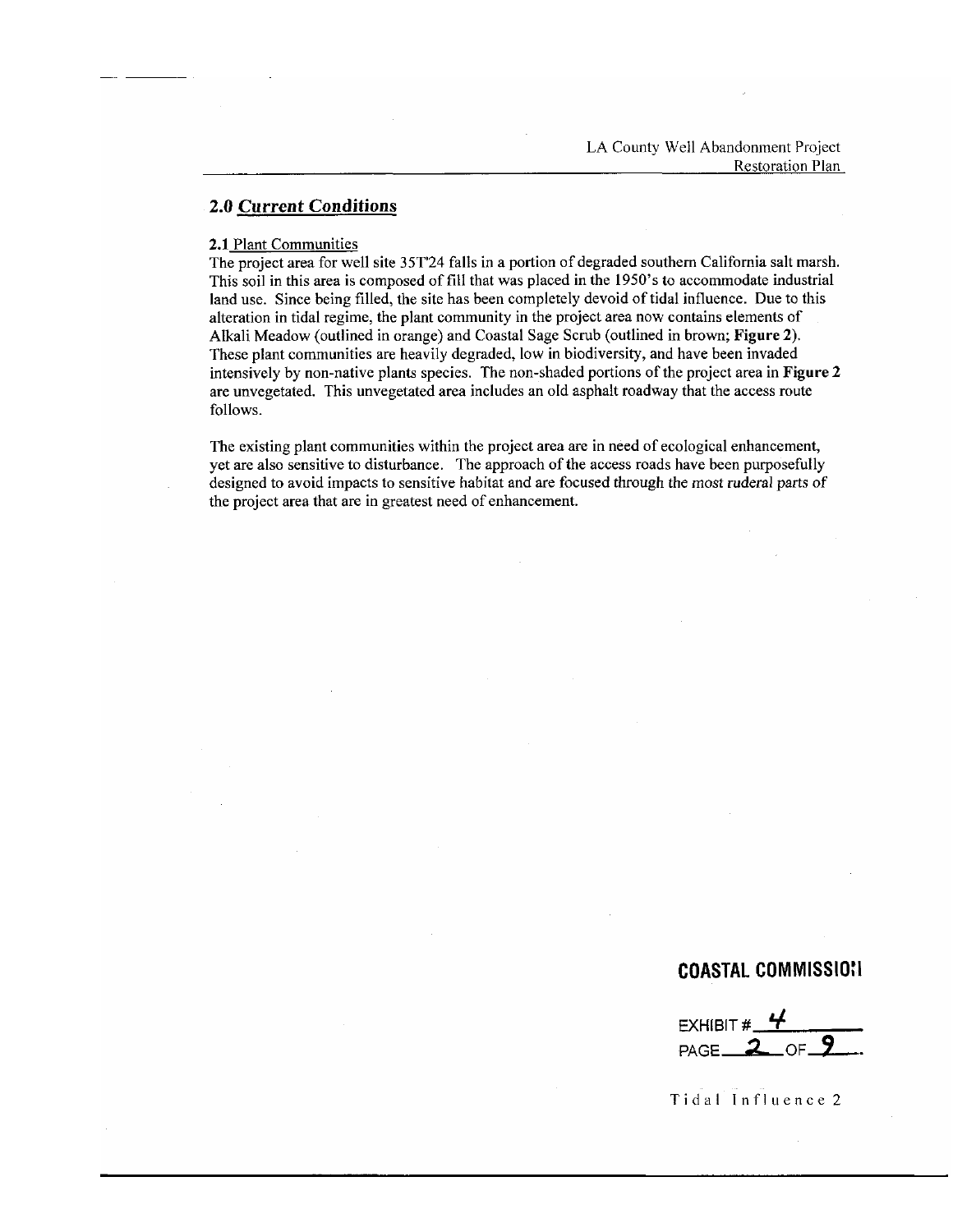## 2.0 *Current Conditions*

**2.1** Plant Communities

The project area for well site 35T'24 falls in a portion of degraded southern California salt marsh. This soil in this area is composed of fill that was placed in the 1950's to accommodate industrial land use. Since being filled, the site has been completely devoid of tidal influence. Due to this alteration in tidal regime, the plant community in the project area now contains elements of Alkali Meadow (outlined in orange) and Coastal Sage Scrub (outlined in brown; **Figure 2**). These plant communities are heavily degraded, low in biodiversity, and have been invaded intensively by non-native plants species. The non-shaded portions of the project area in **Figure 2** are unvegetated. This unvegetated area includes an old asphalt roadway that the access route follows.

The existing plant communities within the project area are in need of ecological enhancement, yet are also sensitive to disturbance. The approach of the access roads have been purposefully designed to avoid impacts to sensitive habitat and are focused through the most ruderal parts of the project area that are in greatest need of enhancement.

**COASTAL COMMISSION**

EXHIBIT # 4
PAGE 2 OF 9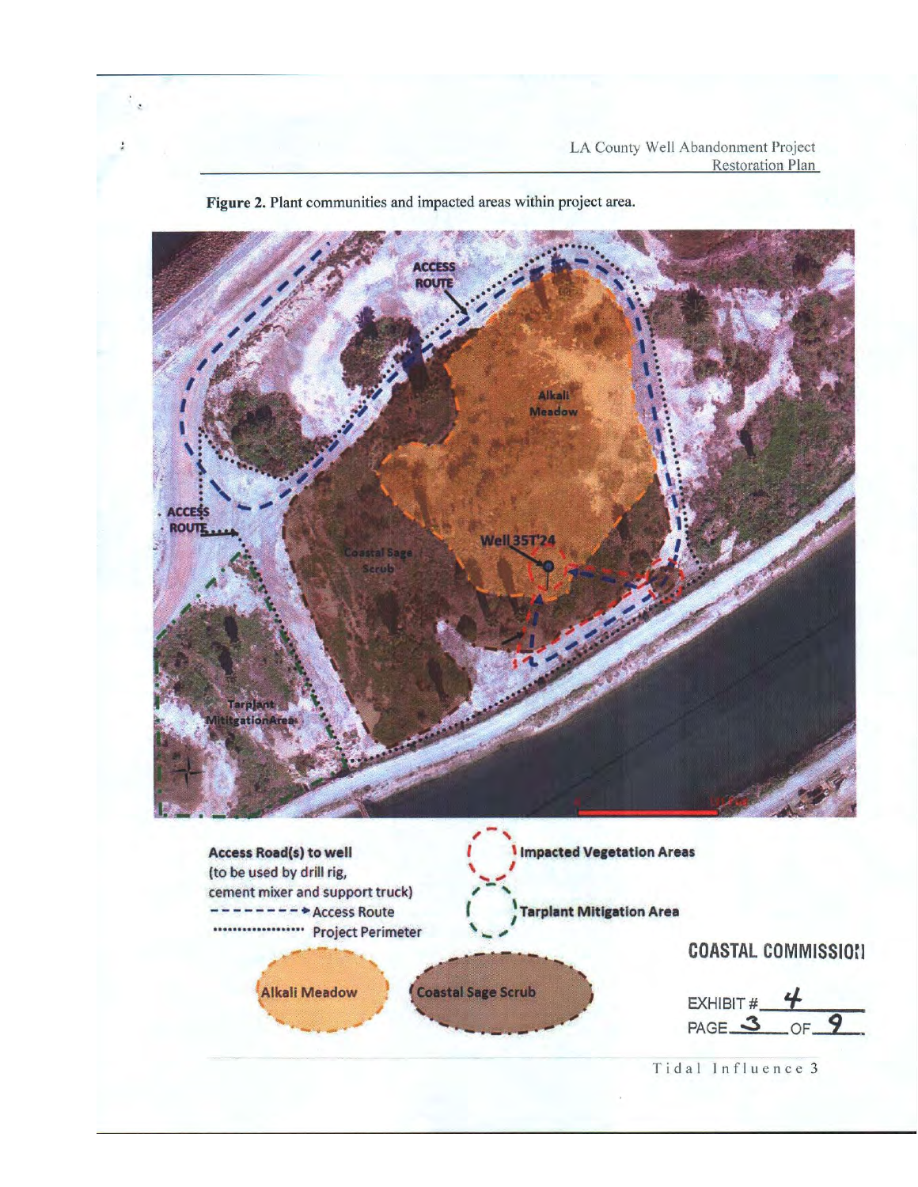**Figure 2.** Plant communities and impacted areas within project area.

ACCESS ROUTE

Alkali Meadow

ACCESS ROUTE

Well 35T'24

Coastal Sage Scrub

Tarplant Mititgation Area

**Access Road(s) to well**
**(to be used by drill rig, cement mixer and support truck)**

- - - - - - - - → Access Route
.................. Project Perimeter

**Impacted Vegetation Areas**

**Tarplant Mitigation Area**

**Alkali Meadow**

**Coastal Sage Scrub**

**COASTAL COMMISSION**

EXHIBIT # 4
PAGE 3 OF 9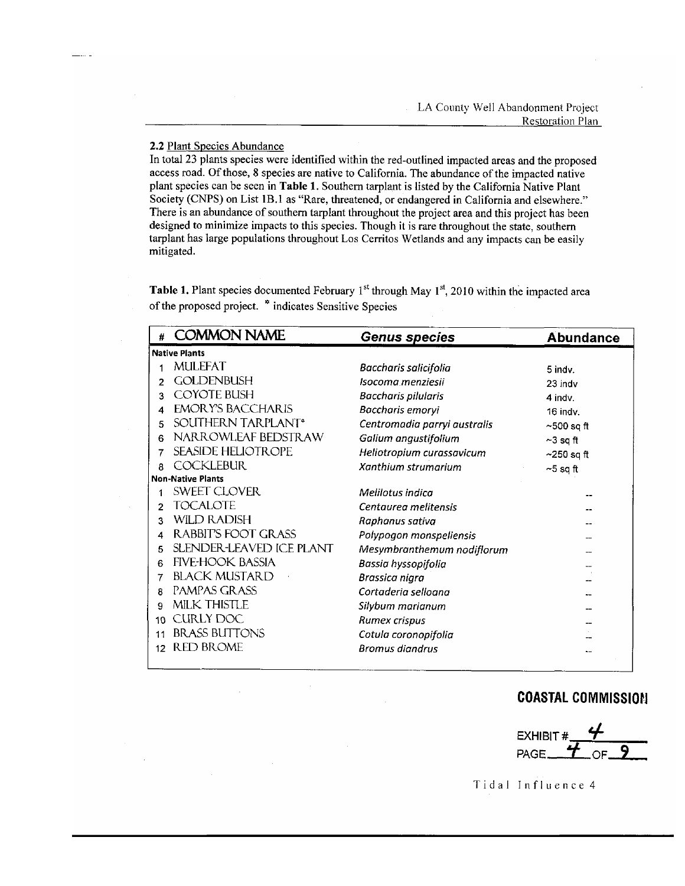### 2.2 Plant Species Abundance

In total 23 plants species were identified within the red-outlined impacted areas and the proposed access road. Of those, 8 species are native to California. The abundance of the impacted native plant species can be seen in **Table 1.** Southern tarplant is listed by the California Native Plant Society (CNPS) on List 1B.1 as "Rare, threatened, or endangered in California and elsewhere." There is an abundance of southern tarplant throughout the project area and this project has been designed to minimize impacts to this species. Though it is rare throughout the state, southern tarplant has large populations throughout Los Cerritos Wetlands and any impacts can be easily mitigated.

**Table 1.** Plant species documented February 1st through May 1st, 2010 within the impacted area of the proposed project. * indicates Sensitive Species

| # | COMMON NAME | *Genus species* | Abundance |
|---|---|---|---|
| **Native Plants** | | | |
| 1 | MULEFAT | *Baccharis salicifolia* | 5 indv. |
| 2 | GOLDENBUSH | *Isocoma menziesii* | 23 indv |
| 3 | COYOTE BUSH | *Baccharis pilularis* | 4 indv. |
| 4 | EMORY'S BACCHARIS | *Baccharis emoryi* | 16 indv. |
| 5 | SOUTHERN TARPLANT* | *Centromadia parryi australis* | ~500 sq ft |
| 6 | NARROWLEAF BEDSTRAW | *Galium angustifolium* | ~3 sq ft |
| 7 | SEASIDE HELIOTROPE | *Heliotropium curassavicum* | ~250 sq ft |
| 8 | COCKLEBUR | *Xanthium strumarium* | ~5 sq ft |
| **Non-Native Plants** | | | |
| 1 | SWEET CLOVER | *Melilotus indica* | -- |
| 2 | TOCALOTE | *Centaurea melitensis* | -- |
| 3 | WILD RADISH | *Raphanus sativa* | -- |
| 4 | RABBIT'S FOOT GRASS | *Polypogon monspeliensis* | -- |
| 5 | SLENDER-LEAVED ICE PLANT | *Mesymbranthemum nodiflorum* | -- |
| 6 | FIVE-HOOK BASSIA | *Bassia hyssopifolia* | -- |
| 7 | BLACK MUSTARD | *Brassica nigra* | -- |
| 8 | PAMPAS GRASS | *Cortaderia selloana* | -- |
| 9 | MILK THISTLE | *Silybum marianum* | -- |
| 10 | CURLY DOC | *Rumex crispus* | -- |
| 11 | BRASS BUTTONS | *Cotula coronopifolia* | -- |
| 12 | RED BROME | *Bromus diandrus* | -- |

**COASTAL COMMISSION**

EXHIBIT # 4
PAGE 4 OF 9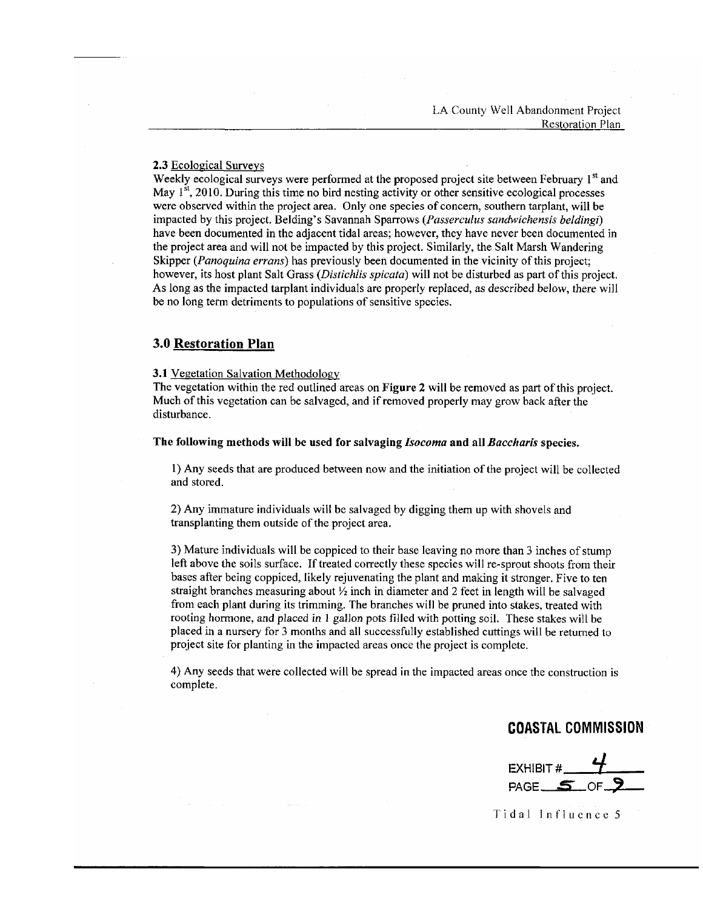#### 2.3 Ecological Surveys

Weekly ecological surveys were performed at the proposed project site between February 1st and May 1st, 2010. During this time no bird nesting activity or other sensitive ecological processes were observed within the project area. Only one species of concern, southern tarplant, will be impacted by this project. Belding's Savannah Sparrows (*Passerculus sandwichensis beldingi*) have been documented in the adjacent tidal areas; however, they have never been documented in the project area and will not be impacted by this project. Similarly, the Salt Marsh Wandering Skipper (*Panoquina errans*) has previously been documented in the vicinity of this project; however, its host plant Salt Grass (*Distichlis spicata*) will not be disturbed as part of this project. As long as the impacted tarplant individuals are properly replaced, as described below, there will be no long term detriments to populations of sensitive species.

## 3.0 Restoration Plan

#### 3.1 Vegetation Salvation Methodology

The vegetation within the red outlined areas on **Figure 2** will be removed as part of this project. Much of this vegetation can be salvaged, and if removed properly may grow back after the disturbance.

**The following methods will be used for salvaging *Isocoma* and all *Baccharis* species.**

1) Any seeds that are produced between now and the initiation of the project will be collected and stored.

2) Any immature individuals will be salvaged by digging them up with shovels and transplanting them outside of the project area.

3) Mature individuals will be coppiced to their base leaving no more than 3 inches of stump left above the soils surface. If treated correctly these species will re-sprout shoots from their bases after being coppiced, likely rejuvenating the plant and making it stronger. Five to ten straight branches measuring about ½ inch in diameter and 2 feet in length will be salvaged from each plant during its trimming. The branches will be pruned into stakes, treated with rooting hormone, and placed in 1 gallon pots filled with potting soil. These stakes will be placed in a nursery for 3 months and all successfully established cuttings will be returned to project site for planting in the impacted areas once the project is complete.

4) Any seeds that were collected will be spread in the impacted areas once the construction is complete.

**COASTAL COMMISSION**

EXHIBIT # 4
PAGE 5 OF 9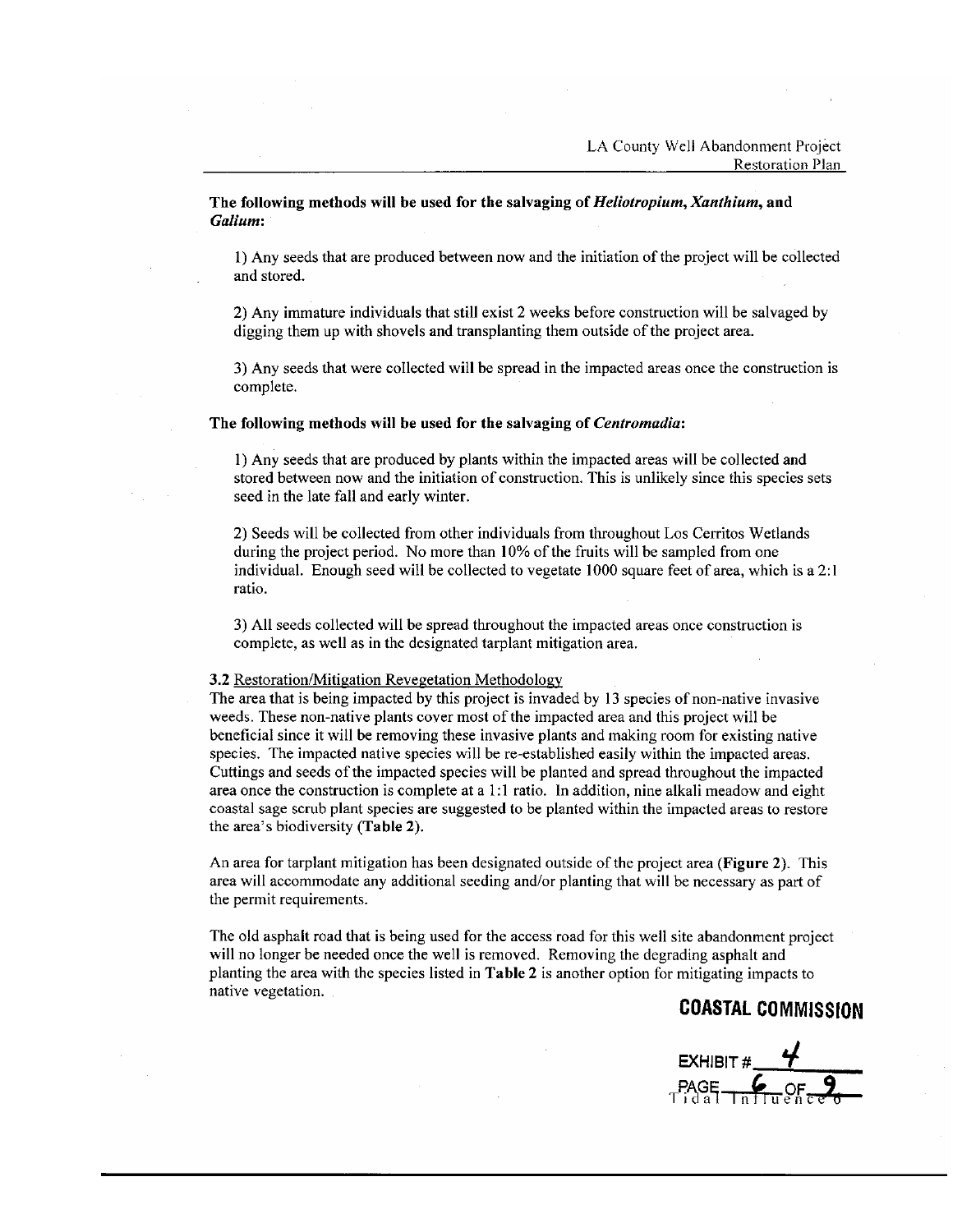**The following methods will be used for the salvaging of *Heliotropium*, *Xanthium*, and *Galium*:**

1) Any seeds that are produced between now and the initiation of the project will be collected and stored.

2) Any immature individuals that still exist 2 weeks before construction will be salvaged by digging them up with shovels and transplanting them outside of the project area.

3) Any seeds that were collected will be spread in the impacted areas once the construction is complete.

**The following methods will be used for the salvaging of *Centromadia*:**

1) Any seeds that are produced by plants within the impacted areas will be collected and stored between now and the initiation of construction. This is unlikely since this species sets seed in the late fall and early winter.

2) Seeds will be collected from other individuals from throughout Los Cerritos Wetlands during the project period. No more than 10% of the fruits will be sampled from one individual. Enough seed will be collected to vegetate 1000 square feet of area, which is a 2:1 ratio.

3) All seeds collected will be spread throughout the impacted areas once construction is complete, as well as in the designated tarplant mitigation area.

**3.2** Restoration/Mitigation Revegetation Methodology

The area that is being impacted by this project is invaded by 13 species of non-native invasive weeds. These non-native plants cover most of the impacted area and this project will be beneficial since it will be removing these invasive plants and making room for existing native species. The impacted native species will be re-established easily within the impacted areas. Cuttings and seeds of the impacted species will be planted and spread throughout the impacted area once the construction is complete at a 1:1 ratio. In addition, nine alkali meadow and eight coastal sage scrub plant species are suggested to be planted within the impacted areas to restore the area's biodiversity (**Table 2**).

An area for tarplant mitigation has been designated outside of the project area (**Figure 2**). This area will accommodate any additional seeding and/or planting that will be necessary as part of the permit requirements.

The old asphalt road that is being used for the access road for this well site abandonment project will no longer be needed once the well is removed. Removing the degrading asphalt and planting the area with the species listed in **Table 2** is another option for mitigating impacts to native vegetation.

**COASTAL COMMISSION**

EXHIBIT # 4

PAGE 6 OF 9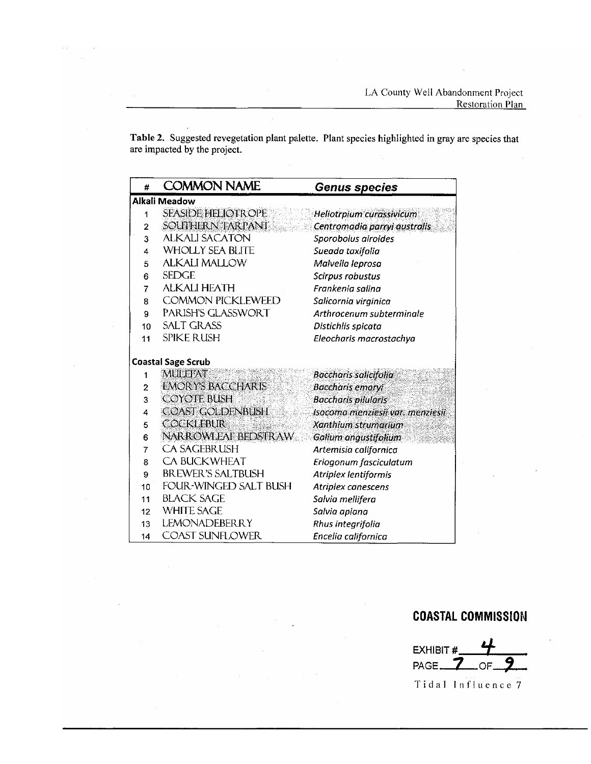**Table 2.** Suggested revegetation plant palette. Plant species highlighted in gray are species that are impacted by the project.

| # | COMMON NAME | *Genus species* |
|---|---|---|
| **Alkali Meadow** | | |
| 1 | SEASIDE HELIOTROPE | *Heliotrpium curassivicum* |
| 2 | SOUTHERN TARPANT | *Centromadia parryi australis* |
| 3 | ALKALI SACATON | *Sporobolus airoides* |
| 4 | WHOLLY SEA BLITE | *Sueada taxifolia* |
| 5 | ALKALI MALLOW | *Malvella leprosa* |
| 6 | SEDGE | *Scirpus robustus* |
| 7 | ALKALI HEATH | *Frankenia salina* |
| 8 | COMMON PICKLEWEED | *Salicornia virginica* |
| 9 | PARISH'S GLASSWORT | *Arthrocenum subterminale* |
| 10 | SALT GRASS | *Distichlis spicata* |
| 11 | SPIKE RUSH | *Eleocharis macrostachya* |
| **Coastal Sage Scrub** | | |
| 1 | MULEFAT | *Baccharis salicifolia* |
| 2 | EMORY'S BACCHARIS | *Baccharis emoryi* |
| 3 | COYOTE BUSH | *Baccharis pilularis* |
| 4 | COAST GOLDENBUSH | *Isocoma menziesii var. menziesii* |
| 5 | COCKLEBUR | *Xanthium strumarium* |
| 6 | NARROWLEAF BEDSTRAW | *Galium angustifolium* |
| 7 | CA SAGEBRUSH | *Artemisia californica* |
| 8 | CA BUCKWHEAT | *Eriogonum fasciculatum* |
| 9 | BREWER'S SALTBUSH | *Atriplex lentiformis* |
| 10 | FOUR-WINGED SALT BUSH | *Atriplex canescens* |
| 11 | BLACK SAGE | *Salvia mellifera* |
| 12 | WHITE SAGE | *Salvia apiana* |
| 13 | LEMONADEBERRY | *Rhus integrifolia* |
| 14 | COAST SUNFLOWER | *Encelia californica* |

**COASTAL COMMISSION**

EXHIBIT # 4
PAGE 7 OF 9

Tidal Influence 7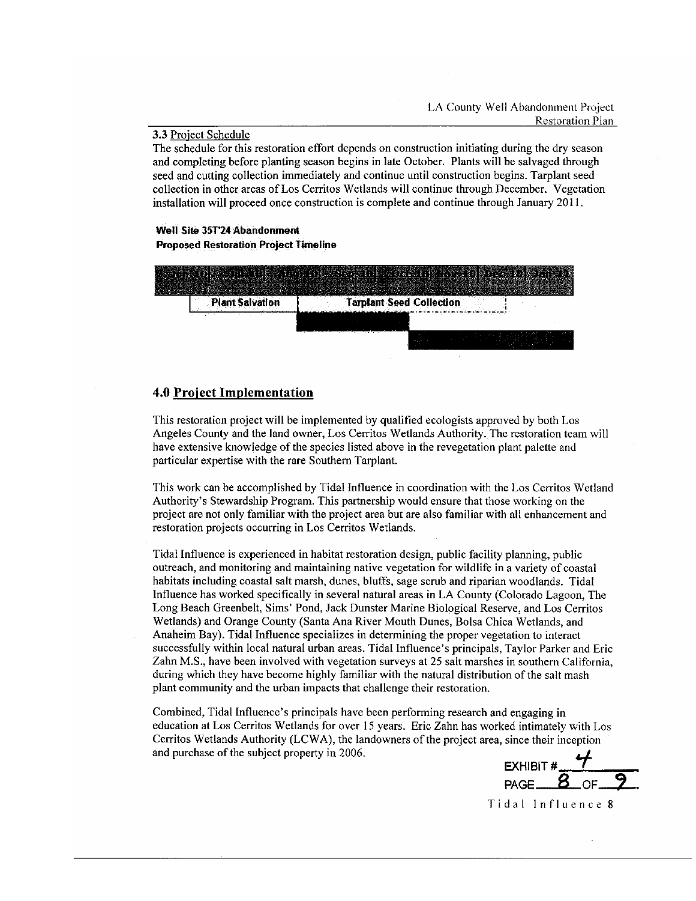### 3.3 Project Schedule

The schedule for this restoration effort depends on construction initiating during the dry season and completing before planting season begins in late October. Plants will be salvaged through seed and cutting collection immediately and continue until construction begins. Tarplant seed collection in other areas of Los Cerritos Wetlands will continue through December. Vegetation installation will proceed once construction is complete and continue through January 2011.

**Well Site 35T24 Abandonment**
**Proposed Restoration Project Timeline**

| Jun-10 | Jul-10 | Aug-10 | Sep-10 | Oct-10 | Nov-10 | Dec-10 | Jan-11 |
|---|---|---|---|---|---|---|---|
| | Plant Salvation | | Tarplant Seed Collection | | | | |

## 4.0 Project Implementation

This restoration project will be implemented by qualified ecologists approved by both Los Angeles County and the land owner, Los Cerritos Wetlands Authority. The restoration team will have extensive knowledge of the species listed above in the revegetation plant palette and particular expertise with the rare Southern Tarplant.

This work can be accomplished by Tidal Influence in coordination with the Los Cerritos Wetland Authority's Stewardship Program. This partnership would ensure that those working on the project are not only familiar with the project area but are also familiar with all enhancement and restoration projects occurring in Los Cerritos Wetlands.

Tidal Influence is experienced in habitat restoration design, public facility planning, public outreach, and monitoring and maintaining native vegetation for wildlife in a variety of coastal habitats including coastal salt marsh, dunes, bluffs, sage scrub and riparian woodlands. Tidal Influence has worked specifically in several natural areas in LA County (Colorado Lagoon, The Long Beach Greenbelt, Sims' Pond, Jack Dunster Marine Biological Reserve, and Los Cerritos Wetlands) and Orange County (Santa Ana River Mouth Dunes, Bolsa Chica Wetlands, and Anaheim Bay). Tidal Influence specializes in determining the proper vegetation to interact successfully within local natural urban areas. Tidal Influence's principals, Taylor Parker and Eric Zahn M.S., have been involved with vegetation surveys at 25 salt marshes in southern California, during which they have become highly familiar with the natural distribution of the salt mash plant community and the urban impacts that challenge their restoration.

Combined, Tidal Influence's principals have been performing research and engaging in education at Los Cerritos Wetlands for over 15 years. Eric Zahn has worked intimately with Los Cerritos Wetlands Authority (LCWA), the landowners of the project area, since their inception and purchase of the subject property in 2006.

EXHIBIT # 4
PAGE 8 OF 9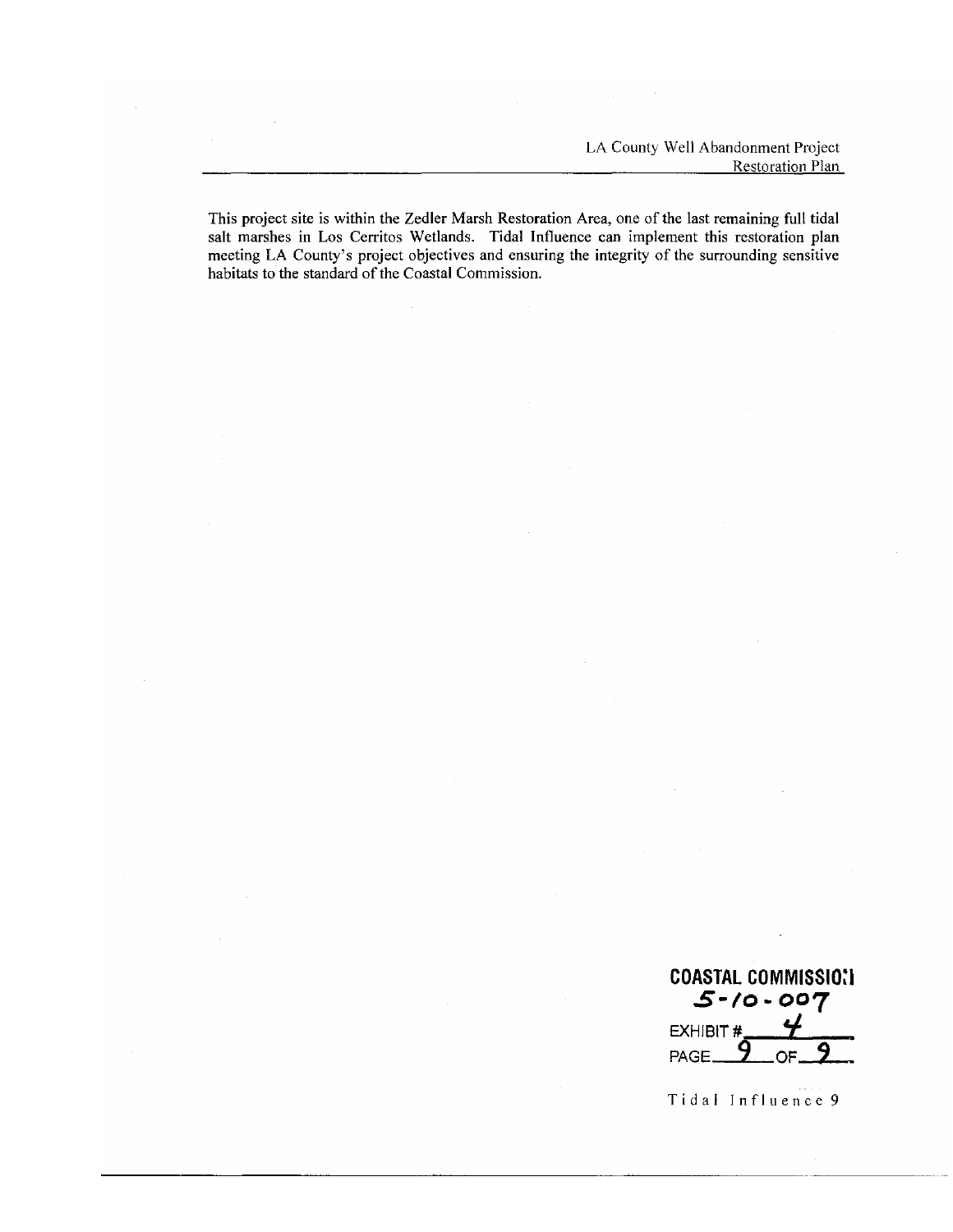This project site is within the Zedler Marsh Restoration Area, one of the last remaining full tidal salt marshes in Los Cerritos Wetlands. Tidal Influence can implement this restoration plan meeting LA County's project objectives and ensuring the integrity of the surrounding sensitive habitats to the standard of the Coastal Commission.

COASTAL COMMISSION
5-10-007
EXHIBIT # 4
PAGE 9 OF 9